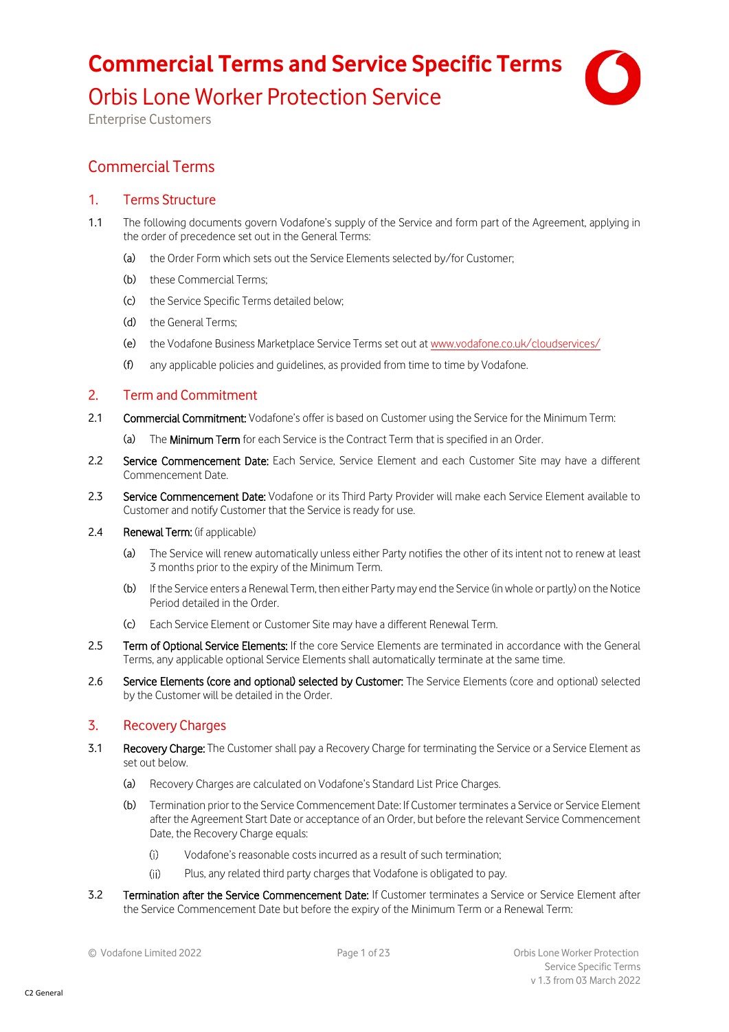# Commercial Terms and Service Specific Terms

## Orbis Lone Worker Protection Service

Enterprise Customers

## Commercial Terms

### 1. Terms Structure

1.1 The following documents govern Vodafone's supply of the Service and form part of the Agreement, applying in the order of precedence set out in the General Terms:

(a) the Order Form which sets out the Service Elements selected by/for Customer;

(b) these Commercial Terms;

(c) the Service Specific Terms detailed below;

(d) the General Terms;

(e) the Vodafone Business Marketplace Service Terms set out at www.vodafone.co.uk/cloudservices/

(f) any applicable policies and guidelines, as provided from time to time by Vodafone.

### 2. Term and Commitment

2.1 **Commercial Commitment:** Vodafone's offer is based on Customer using the Service for the Minimum Term:

(a) The **Minimum Term** for each Service is the Contract Term that is specified in an Order.

2.2 **Service Commencement Date:** Each Service, Service Element and each Customer Site may have a different Commencement Date.

2.3 **Service Commencement Date:** Vodafone or its Third Party Provider will make each Service Element available to Customer and notify Customer that the Service is ready for use.

2.4 **Renewal Term:** (if applicable)

(a) The Service will renew automatically unless either Party notifies the other of its intent not to renew at least 3 months prior to the expiry of the Minimum Term.

(b) If the Service enters a Renewal Term, then either Party may end the Service (in whole or partly) on the Notice Period detailed in the Order.

(c) Each Service Element or Customer Site may have a different Renewal Term.

2.5 **Term of Optional Service Elements:** If the core Service Elements are terminated in accordance with the General Terms, any applicable optional Service Elements shall automatically terminate at the same time.

2.6 **Service Elements (core and optional) selected by Customer:** The Service Elements (core and optional) selected by the Customer will be detailed in the Order.

### 3. Recovery Charges

3.1 **Recovery Charge:** The Customer shall pay a Recovery Charge for terminating the Service or a Service Element as set out below.

(a) Recovery Charges are calculated on Vodafone's Standard List Price Charges.

(b) Termination prior to the Service Commencement Date: If Customer terminates a Service or Service Element after the Agreement Start Date or acceptance of an Order, but before the relevant Service Commencement Date, the Recovery Charge equals:

(i) Vodafone's reasonable costs incurred as a result of such termination;

(ii) Plus, any related third party charges that Vodafone is obligated to pay.

3.2 **Termination after the Service Commencement Date:** If Customer terminates a Service or Service Element after the Service Commencement Date but before the expiry of the Minimum Term or a Renewal Term: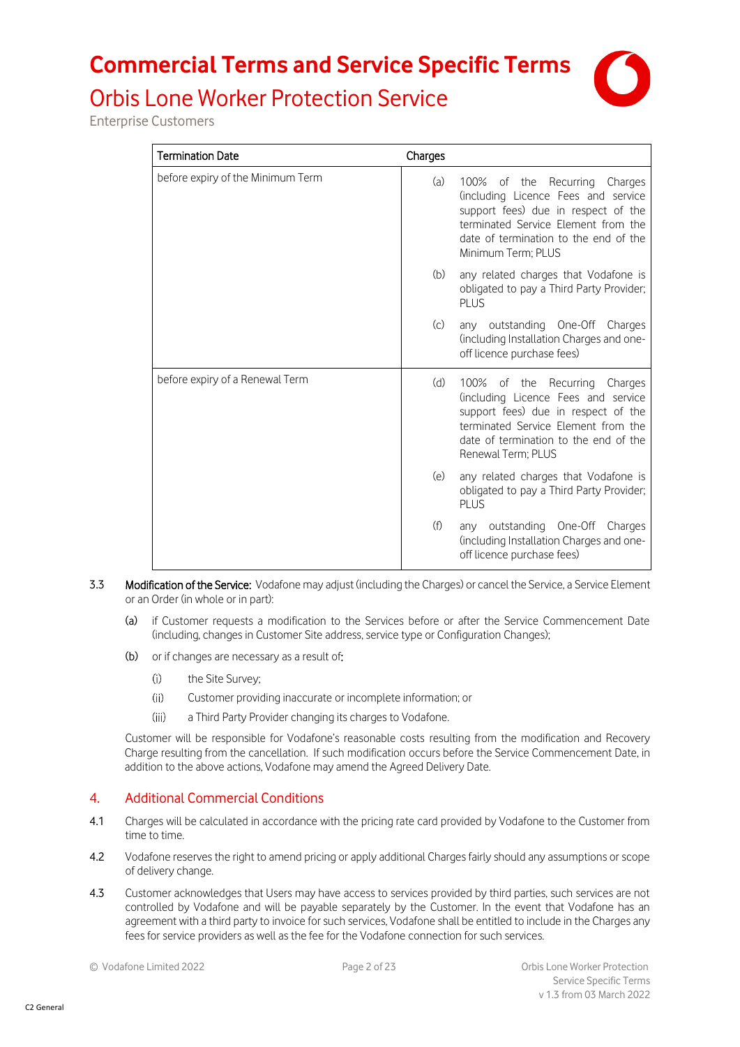| Termination Date | Charges |
|---|---|
| before expiry of the Minimum Term | (a) 100% of the Recurring Charges (including Licence Fees and service support fees) due in respect of the terminated Service Element from the date of termination to the end of the Minimum Term; PLUS<br>(b) any related charges that Vodafone is obligated to pay a Third Party Provider; PLUS<br>(c) any outstanding One-Off Charges (including Installation Charges and one-off licence purchase fees) |
| before expiry of a Renewal Term | (d) 100% of the Recurring Charges (including Licence Fees and service support fees) due in respect of the terminated Service Element from the date of termination to the end of the Renewal Term; PLUS<br>(e) any related charges that Vodafone is obligated to pay a Third Party Provider; PLUS<br>(f) any outstanding One-Off Charges (including Installation Charges and one-off licence purchase fees) |

3.3 **Modification of the Service:** Vodafone may adjust (including the Charges) or cancel the Service, a Service Element or an Order (in whole or in part):

(a) if Customer requests a modification to the Services before or after the Service Commencement Date (including, changes in Customer Site address, service type or Configuration Changes);

(b) or if changes are necessary as a result of:

(i) the Site Survey;

(ii) Customer providing inaccurate or incomplete information; or

(iii) a Third Party Provider changing its charges to Vodafone.

Customer will be responsible for Vodafone's reasonable costs resulting from the modification and Recovery Charge resulting from the cancellation. If such modification occurs before the Service Commencement Date, in addition to the above actions, Vodafone may amend the Agreed Delivery Date.

## 4. Additional Commercial Conditions

4.1 Charges will be calculated in accordance with the pricing rate card provided by Vodafone to the Customer from time to time.

4.2 Vodafone reserves the right to amend pricing or apply additional Charges fairly should any assumptions or scope of delivery change.

4.3 Customer acknowledges that Users may have access to services provided by third parties, such services are not controlled by Vodafone and will be payable separately by the Customer. In the event that Vodafone has an agreement with a third party to invoice for such services, Vodafone shall be entitled to include in the Charges any fees for service providers as well as the fee for the Vodafone connection for such services.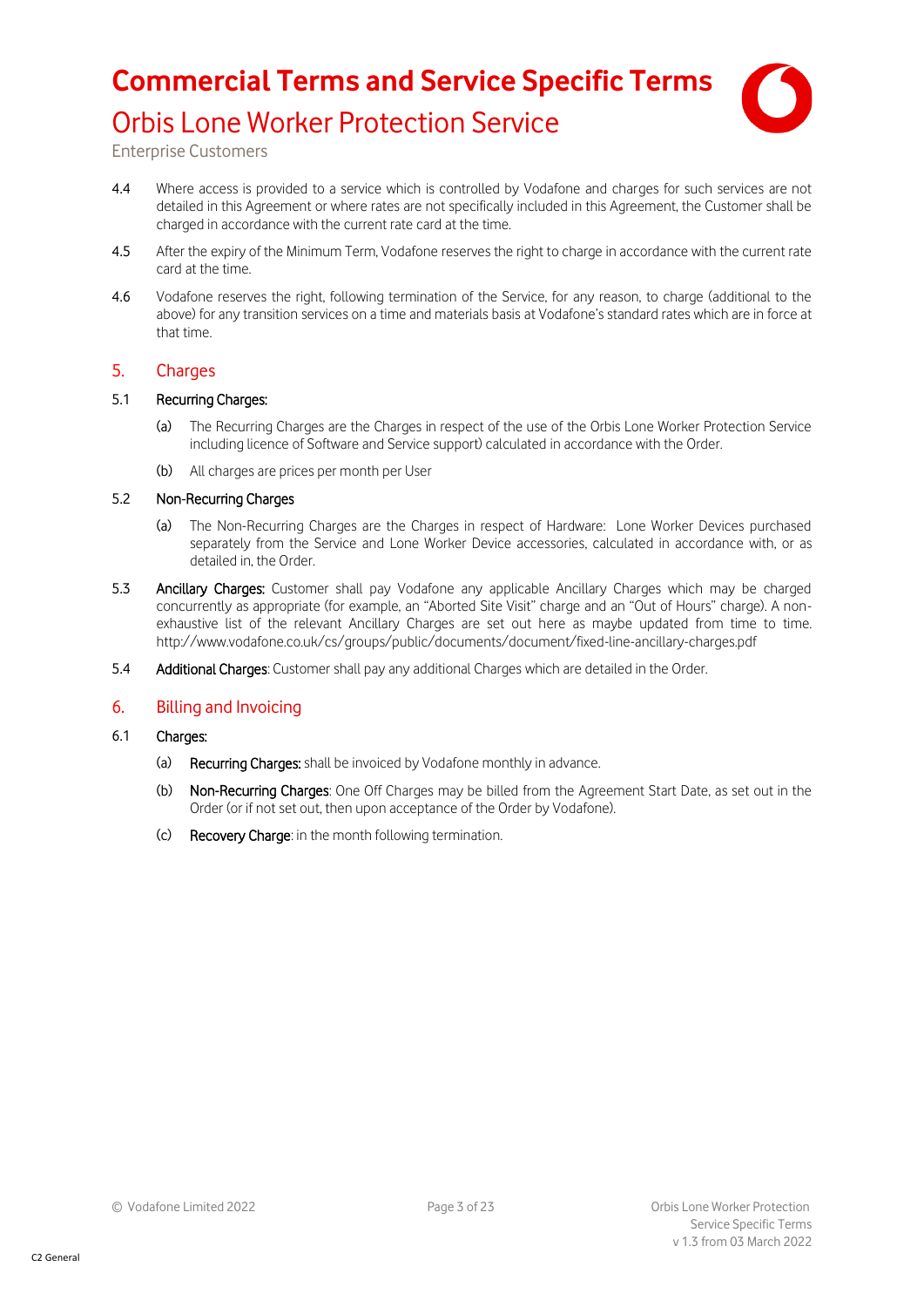4.4 Where access is provided to a service which is controlled by Vodafone and charges for such services are not detailed in this Agreement or where rates are not specifically included in this Agreement, the Customer shall be charged in accordance with the current rate card at the time.

4.5 After the expiry of the Minimum Term, Vodafone reserves the right to charge in accordance with the current rate card at the time.

4.6 Vodafone reserves the right, following termination of the Service, for any reason, to charge (additional to the above) for any transition services on a time and materials basis at Vodafone's standard rates which are in force at that time.

## 5. Charges

5.1 **Recurring Charges:**

(a) The Recurring Charges are the Charges in respect of the use of the Orbis Lone Worker Protection Service including licence of Software and Service support) calculated in accordance with the Order.

(b) All charges are prices per month per User

5.2 **Non-Recurring Charges**

(a) The Non-Recurring Charges are the Charges in respect of Hardware: Lone Worker Devices purchased separately from the Service and Lone Worker Device accessories, calculated in accordance with, or as detailed in, the Order.

5.3 **Ancillary Charges:** Customer shall pay Vodafone any applicable Ancillary Charges which may be charged concurrently as appropriate (for example, an "Aborted Site Visit" charge and an "Out of Hours" charge). A non-exhaustive list of the relevant Ancillary Charges are set out here as maybe updated from time to time. http://www.vodafone.co.uk/cs/groups/public/documents/document/fixed-line-ancillary-charges.pdf

5.4 **Additional Charges**: Customer shall pay any additional Charges which are detailed in the Order.

## 6. Billing and Invoicing

6.1 **Charges:**

(a) **Recurring Charges:** shall be invoiced by Vodafone monthly in advance.

(b) **Non-Recurring Charges**: One Off Charges may be billed from the Agreement Start Date, as set out in the Order (or if not set out, then upon acceptance of the Order by Vodafone).

(c) **Recovery Charge**: in the month following termination.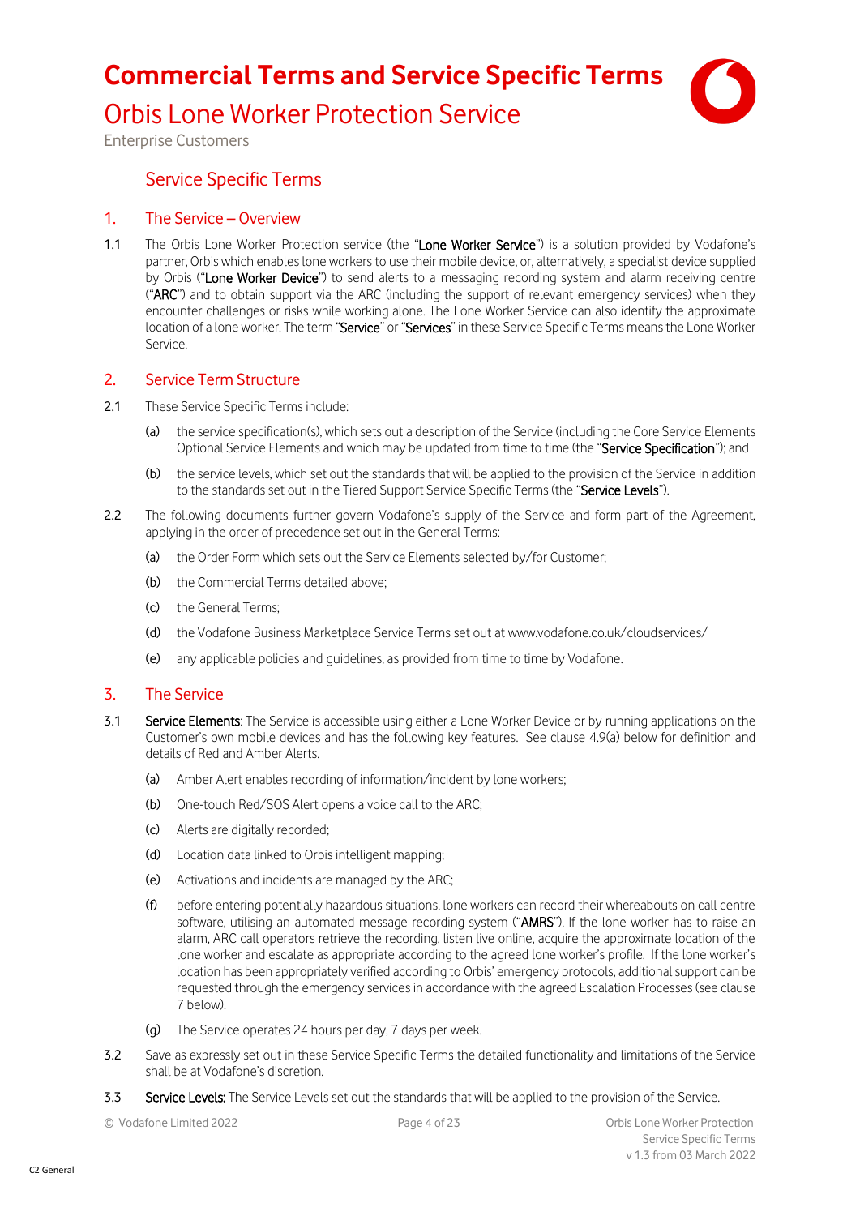# Commercial Terms and Service Specific Terms

## Orbis Lone Worker Protection Service

Enterprise Customers

## Service Specific Terms

### 1. The Service – Overview

1.1 The Orbis Lone Worker Protection service (the "**Lone Worker Service**") is a solution provided by Vodafone's partner, Orbis which enables lone workers to use their mobile device, or, alternatively, a specialist device supplied by Orbis ("**Lone Worker Device**") to send alerts to a messaging recording system and alarm receiving centre ("**ARC**") and to obtain support via the ARC (including the support of relevant emergency services) when they encounter challenges or risks while working alone. The Lone Worker Service can also identify the approximate location of a lone worker. The term "**Service**" or "**Services**" in these Service Specific Terms means the Lone Worker Service.

### 2. Service Term Structure

2.1 These Service Specific Terms include:

(a) the service specification(s), which sets out a description of the Service (including the Core Service Elements Optional Service Elements and which may be updated from time to time (the "**Service Specification**"); and

(b) the service levels, which set out the standards that will be applied to the provision of the Service in addition to the standards set out in the Tiered Support Service Specific Terms (the "**Service Levels**").

2.2 The following documents further govern Vodafone's supply of the Service and form part of the Agreement, applying in the order of precedence set out in the General Terms:

(a) the Order Form which sets out the Service Elements selected by/for Customer;

(b) the Commercial Terms detailed above;

(c) the General Terms;

(d) the Vodafone Business Marketplace Service Terms set out at www.vodafone.co.uk/cloudservices/

(e) any applicable policies and guidelines, as provided from time to time by Vodafone.

### 3. The Service

3.1 **Service Elements**: The Service is accessible using either a Lone Worker Device or by running applications on the Customer's own mobile devices and has the following key features. See clause 4.9(a) below for definition and details of Red and Amber Alerts.

(a) Amber Alert enables recording of information/incident by lone workers;

(b) One-touch Red/SOS Alert opens a voice call to the ARC;

(c) Alerts are digitally recorded;

(d) Location data linked to Orbis intelligent mapping;

(e) Activations and incidents are managed by the ARC;

(f) before entering potentially hazardous situations, lone workers can record their whereabouts on call centre software, utilising an automated message recording system ("**AMRS**"). If the lone worker has to raise an alarm, ARC call operators retrieve the recording, listen live online, acquire the approximate location of the lone worker and escalate as appropriate according to the agreed lone worker's profile. If the lone worker's location has been appropriately verified according to Orbis' emergency protocols, additional support can be requested through the emergency services in accordance with the agreed Escalation Processes (see clause 7 below).

(g) The Service operates 24 hours per day, 7 days per week.

3.2 Save as expressly set out in these Service Specific Terms the detailed functionality and limitations of the Service shall be at Vodafone's discretion.

3.3 **Service Levels:** The Service Levels set out the standards that will be applied to the provision of the Service.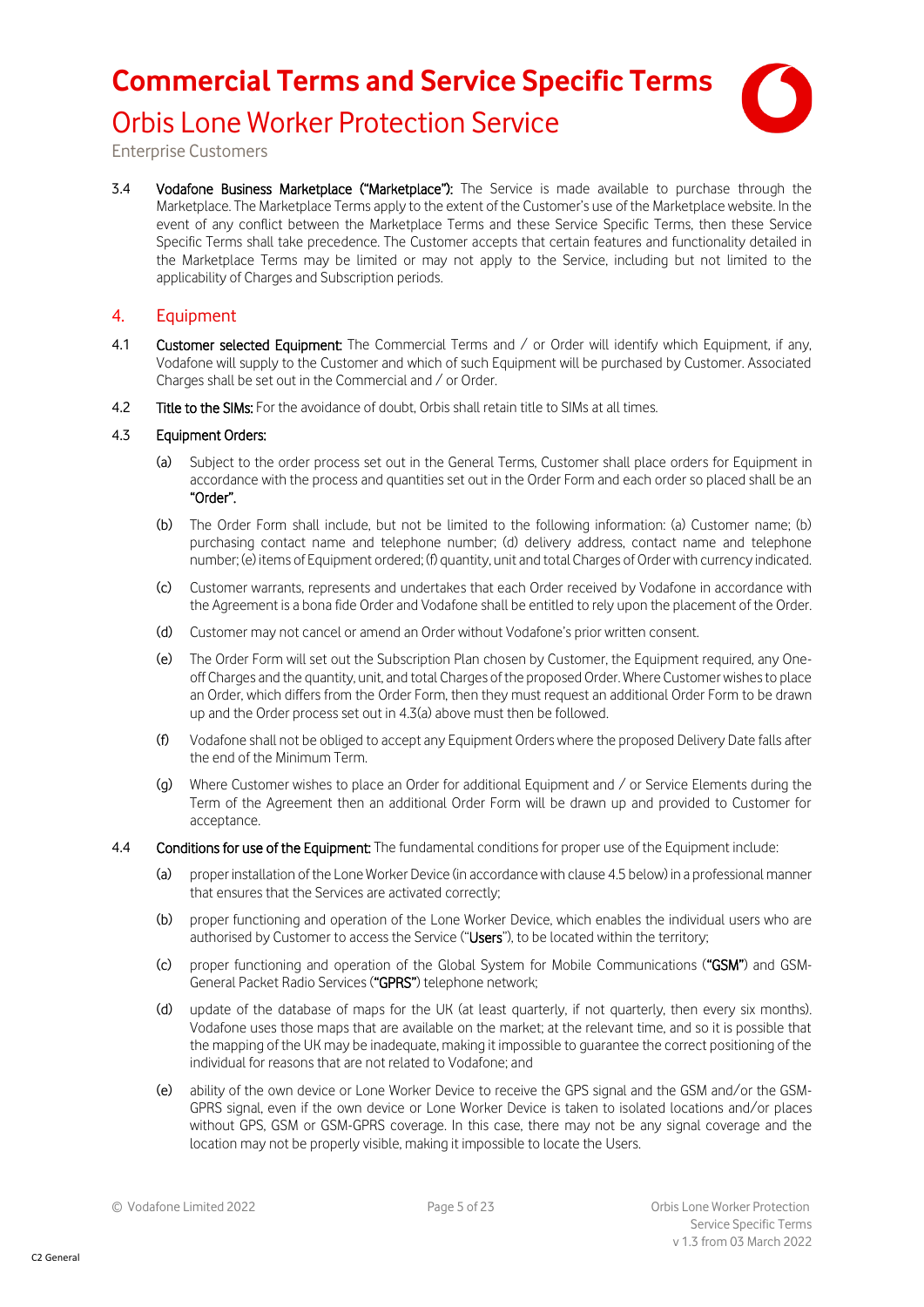3.4 **Vodafone Business Marketplace ("Marketplace"):** The Service is made available to purchase through the Marketplace. The Marketplace Terms apply to the extent of the Customer's use of the Marketplace website. In the event of any conflict between the Marketplace Terms and these Service Specific Terms, then these Service Specific Terms shall take precedence. The Customer accepts that certain features and functionality detailed in the Marketplace Terms may be limited or may not apply to the Service, including but not limited to the applicability of Charges and Subscription periods.

## 4. Equipment

4.1 **Customer selected Equipment:** The Commercial Terms and / or Order will identify which Equipment, if any, Vodafone will supply to the Customer and which of such Equipment will be purchased by Customer. Associated Charges shall be set out in the Commercial and / or Order.

4.2 **Title to the SIMs:** For the avoidance of doubt, Orbis shall retain title to SIMs at all times.

4.3 **Equipment Orders:**

(a) Subject to the order process set out in the General Terms, Customer shall place orders for Equipment in accordance with the process and quantities set out in the Order Form and each order so placed shall be an **"Order".**

(b) The Order Form shall include, but not be limited to the following information: (a) Customer name; (b) purchasing contact name and telephone number; (d) delivery address, contact name and telephone number; (e) items of Equipment ordered; (f) quantity, unit and total Charges of Order with currency indicated.

(c) Customer warrants, represents and undertakes that each Order received by Vodafone in accordance with the Agreement is a bona fide Order and Vodafone shall be entitled to rely upon the placement of the Order.

(d) Customer may not cancel or amend an Order without Vodafone's prior written consent.

(e) The Order Form will set out the Subscription Plan chosen by Customer, the Equipment required, any One-off Charges and the quantity, unit, and total Charges of the proposed Order. Where Customer wishes to place an Order, which differs from the Order Form, then they must request an additional Order Form to be drawn up and the Order process set out in 4.3(a) above must then be followed.

(f) Vodafone shall not be obliged to accept any Equipment Orders where the proposed Delivery Date falls after the end of the Minimum Term.

(g) Where Customer wishes to place an Order for additional Equipment and / or Service Elements during the Term of the Agreement then an additional Order Form will be drawn up and provided to Customer for acceptance.

4.4 **Conditions for use of the Equipment:** The fundamental conditions for proper use of the Equipment include:

(a) proper installation of the Lone Worker Device (in accordance with clause 4.5 below) in a professional manner that ensures that the Services are activated correctly;

(b) proper functioning and operation of the Lone Worker Device, which enables the individual users who are authorised by Customer to access the Service ("**Users**"), to be located within the territory;

(c) proper functioning and operation of the Global System for Mobile Communications (**"GSM"**) and GSM-General Packet Radio Services (**"GPRS"**) telephone network;

(d) update of the database of maps for the UK (at least quarterly, if not quarterly, then every six months). Vodafone uses those maps that are available on the market; at the relevant time, and so it is possible that the mapping of the UK may be inadequate, making it impossible to guarantee the correct positioning of the individual for reasons that are not related to Vodafone; and

(e) ability of the own device or Lone Worker Device to receive the GPS signal and the GSM and/or the GSM-GPRS signal, even if the own device or Lone Worker Device is taken to isolated locations and/or places without GPS, GSM or GSM-GPRS coverage. In this case, there may not be any signal coverage and the location may not be properly visible, making it impossible to locate the Users.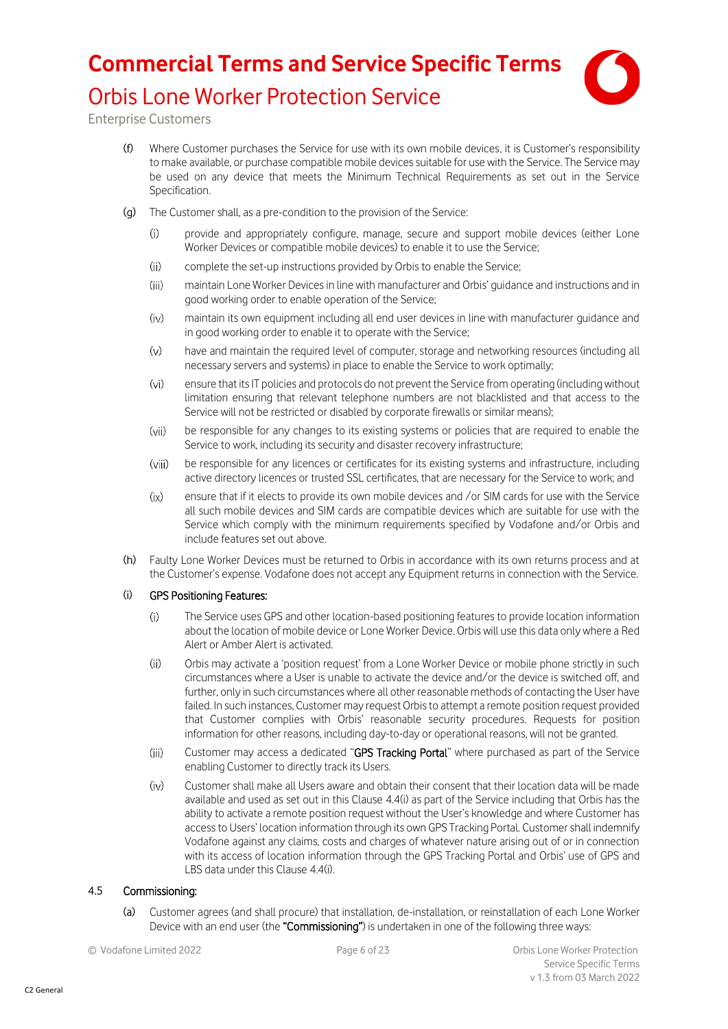(f) Where Customer purchases the Service for use with its own mobile devices, it is Customer's responsibility to make available, or purchase compatible mobile devices suitable for use with the Service. The Service may be used on any device that meets the Minimum Technical Requirements as set out in the Service Specification.

(g) The Customer shall, as a pre-condition to the provision of the Service:

(i) provide and appropriately configure, manage, secure and support mobile devices (either Lone Worker Devices or compatible mobile devices) to enable it to use the Service;

(ii) complete the set-up instructions provided by Orbis to enable the Service;

(iii) maintain Lone Worker Devices in line with manufacturer and Orbis' guidance and instructions and in good working order to enable operation of the Service;

(iv) maintain its own equipment including all end user devices in line with manufacturer guidance and in good working order to enable it to operate with the Service;

(v) have and maintain the required level of computer, storage and networking resources (including all necessary servers and systems) in place to enable the Service to work optimally;

(vi) ensure that its IT policies and protocols do not prevent the Service from operating (including without limitation ensuring that relevant telephone numbers are not blacklisted and that access to the Service will not be restricted or disabled by corporate firewalls or similar means);

(vii) be responsible for any changes to its existing systems or policies that are required to enable the Service to work, including its security and disaster recovery infrastructure;

(viii) be responsible for any licences or certificates for its existing systems and infrastructure, including active directory licences or trusted SSL certificates, that are necessary for the Service to work; and

(ix) ensure that if it elects to provide its own mobile devices and /or SIM cards for use with the Service all such mobile devices and SIM cards are compatible devices which are suitable for use with the Service which comply with the minimum requirements specified by Vodafone and/or Orbis and include features set out above.

(h) Faulty Lone Worker Devices must be returned to Orbis in accordance with its own returns process and at the Customer's expense. Vodafone does not accept any Equipment returns in connection with the Service.

(i) GPS Positioning Features:

(i) The Service uses GPS and other location-based positioning features to provide location information about the location of mobile device or Lone Worker Device. Orbis will use this data only where a Red Alert or Amber Alert is activated.

(ii) Orbis may activate a 'position request' from a Lone Worker Device or mobile phone strictly in such circumstances where a User is unable to activate the device and/or the device is switched off, and further, only in such circumstances where all other reasonable methods of contacting the User have failed. In such instances, Customer may request Orbis to attempt a remote position request provided that Customer complies with Orbis' reasonable security procedures. Requests for position information for other reasons, including day-to-day or operational reasons, will not be granted.

(iii) Customer may access a dedicated "**GPS Tracking Portal**" where purchased as part of the Service enabling Customer to directly track its Users.

(iv) Customer shall make all Users aware and obtain their consent that their location data will be made available and used as set out in this Clause 4.4(i) as part of the Service including that Orbis has the ability to activate a remote position request without the User's knowledge and where Customer has access to Users' location information through its own GPS Tracking Portal. Customer shall indemnify Vodafone against any claims, costs and charges of whatever nature arising out of or in connection with its access of location information through the GPS Tracking Portal and Orbis' use of GPS and LBS data under this Clause 4.4(i).

4.5 Commissioning:

(a) Customer agrees (and shall procure) that installation, de-installation, or reinstallation of each Lone Worker Device with an end user (the **"Commissioning"**) is undertaken in one of the following three ways: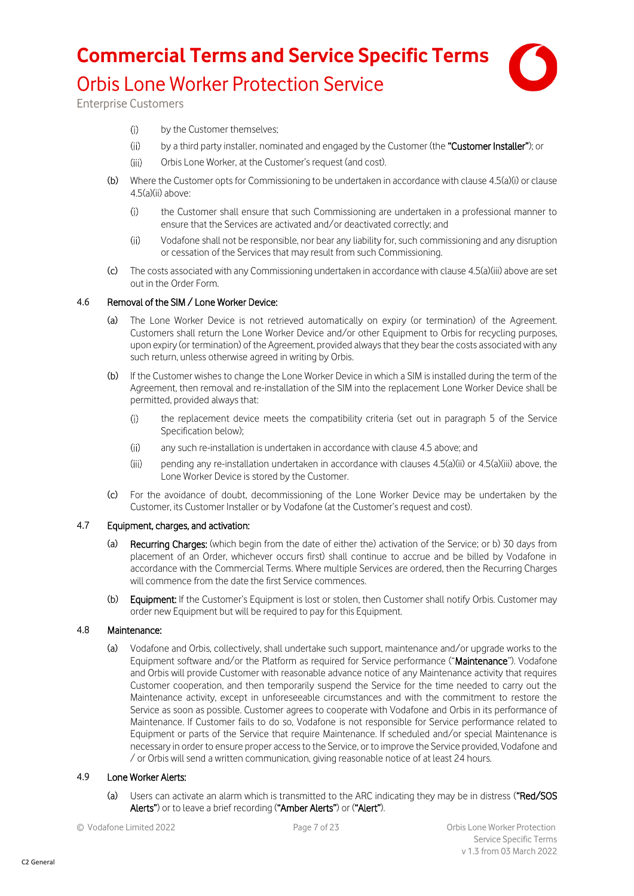(i) by the Customer themselves;

(ii) by a third party installer, nominated and engaged by the Customer (the **"Customer Installer"**); or

(iii) Orbis Lone Worker, at the Customer's request (and cost).

(b) Where the Customer opts for Commissioning to be undertaken in accordance with clause 4.5(a)(i) or clause 4.5(a)(ii) above:

(i) the Customer shall ensure that such Commissioning are undertaken in a professional manner to ensure that the Services are activated and/or deactivated correctly; and

(ii) Vodafone shall not be responsible, nor bear any liability for, such commissioning and any disruption or cessation of the Services that may result from such Commissioning.

(c) The costs associated with any Commissioning undertaken in accordance with clause 4.5(a)(iii) above are set out in the Order Form.

**4.6 Removal of the SIM / Lone Worker Device:**

(a) The Lone Worker Device is not retrieved automatically on expiry (or termination) of the Agreement. Customers shall return the Lone Worker Device and/or other Equipment to Orbis for recycling purposes, upon expiry (or termination) of the Agreement, provided always that they bear the costs associated with any such return, unless otherwise agreed in writing by Orbis.

(b) If the Customer wishes to change the Lone Worker Device in which a SIM is installed during the term of the Agreement, then removal and re-installation of the SIM into the replacement Lone Worker Device shall be permitted, provided always that:

(i) the replacement device meets the compatibility criteria (set out in paragraph 5 of the Service Specification below);

(ii) any such re-installation is undertaken in accordance with clause 4.5 above; and

(iii) pending any re-installation undertaken in accordance with clauses 4.5(a)(ii) or 4.5(a)(iii) above, the Lone Worker Device is stored by the Customer.

(c) For the avoidance of doubt, decommissioning of the Lone Worker Device may be undertaken by the Customer, its Customer Installer or by Vodafone (at the Customer's request and cost).

**4.7 Equipment, charges, and activation:**

(a) **Recurring Charges:** (which begin from the date of either the) activation of the Service; or b) 30 days from placement of an Order, whichever occurs first) shall continue to accrue and be billed by Vodafone in accordance with the Commercial Terms. Where multiple Services are ordered, then the Recurring Charges will commence from the date the first Service commences.

(b) **Equipment:** If the Customer's Equipment is lost or stolen, then Customer shall notify Orbis. Customer may order new Equipment but will be required to pay for this Equipment.

**4.8 Maintenance:**

(a) Vodafone and Orbis, collectively, shall undertake such support, maintenance and/or upgrade works to the Equipment software and/or the Platform as required for Service performance ("**Maintenance**"). Vodafone and Orbis will provide Customer with reasonable advance notice of any Maintenance activity that requires Customer cooperation, and then temporarily suspend the Service for the time needed to carry out the Maintenance activity, except in unforeseeable circumstances and with the commitment to restore the Service as soon as possible. Customer agrees to cooperate with Vodafone and Orbis in its performance of Maintenance. If Customer fails to do so, Vodafone is not responsible for Service performance related to Equipment or parts of the Service that require Maintenance. If scheduled and/or special Maintenance is necessary in order to ensure proper access to the Service, or to improve the Service provided, Vodafone and / or Orbis will send a written communication, giving reasonable notice of at least 24 hours.

**4.9 Lone Worker Alerts:**

(a) Users can activate an alarm which is transmitted to the ARC indicating they may be in distress (**"Red/SOS Alerts"**) or to leave a brief recording (**"Amber Alerts"**) or (**"Alert"**).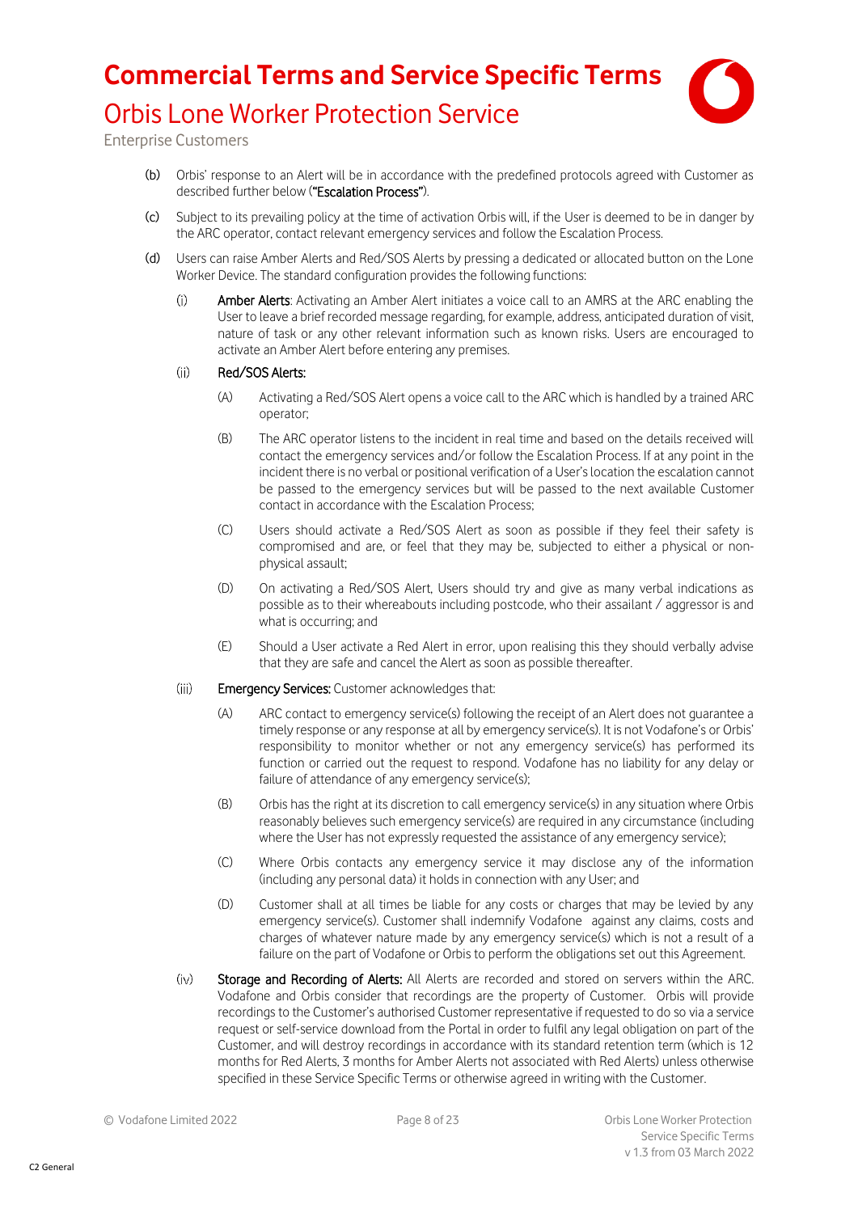(b) Orbis' response to an Alert will be in accordance with the predefined protocols agreed with Customer as described further below (**"Escalation Process"**).

(c) Subject to its prevailing policy at the time of activation Orbis will, if the User is deemed to be in danger by the ARC operator, contact relevant emergency services and follow the Escalation Process.

(d) Users can raise Amber Alerts and Red/SOS Alerts by pressing a dedicated or allocated button on the Lone Worker Device. The standard configuration provides the following functions:

(i) **Amber Alerts**: Activating an Amber Alert initiates a voice call to an AMRS at the ARC enabling the User to leave a brief recorded message regarding, for example, address, anticipated duration of visit, nature of task or any other relevant information such as known risks. Users are encouraged to activate an Amber Alert before entering any premises.

(ii) **Red/SOS Alerts:**

(A) Activating a Red/SOS Alert opens a voice call to the ARC which is handled by a trained ARC operator;

(B) The ARC operator listens to the incident in real time and based on the details received will contact the emergency services and/or follow the Escalation Process. If at any point in the incident there is no verbal or positional verification of a User's location the escalation cannot be passed to the emergency services but will be passed to the next available Customer contact in accordance with the Escalation Process;

(C) Users should activate a Red/SOS Alert as soon as possible if they feel their safety is compromised and are, or feel that they may be, subjected to either a physical or non-physical assault;

(D) On activating a Red/SOS Alert, Users should try and give as many verbal indications as possible as to their whereabouts including postcode, who their assailant / aggressor is and what is occurring; and

(E) Should a User activate a Red Alert in error, upon realising this they should verbally advise that they are safe and cancel the Alert as soon as possible thereafter.

(iii) **Emergency Services:** Customer acknowledges that:

(A) ARC contact to emergency service(s) following the receipt of an Alert does not guarantee a timely response or any response at all by emergency service(s). It is not Vodafone's or Orbis' responsibility to monitor whether or not any emergency service(s) has performed its function or carried out the request to respond. Vodafone has no liability for any delay or failure of attendance of any emergency service(s);

(B) Orbis has the right at its discretion to call emergency service(s) in any situation where Orbis reasonably believes such emergency service(s) are required in any circumstance (including where the User has not expressly requested the assistance of any emergency service);

(C) Where Orbis contacts any emergency service it may disclose any of the information (including any personal data) it holds in connection with any User; and

(D) Customer shall at all times be liable for any costs or charges that may be levied by any emergency service(s). Customer shall indemnify Vodafone against any claims, costs and charges of whatever nature made by any emergency service(s) which is not a result of a failure on the part of Vodafone or Orbis to perform the obligations set out this Agreement.

(iv) **Storage and Recording of Alerts:** All Alerts are recorded and stored on servers within the ARC. Vodafone and Orbis consider that recordings are the property of Customer. Orbis will provide recordings to the Customer's authorised Customer representative if requested to do so via a service request or self-service download from the Portal in order to fulfil any legal obligation on part of the Customer, and will destroy recordings in accordance with its standard retention term (which is 12 months for Red Alerts, 3 months for Amber Alerts not associated with Red Alerts) unless otherwise specified in these Service Specific Terms or otherwise agreed in writing with the Customer.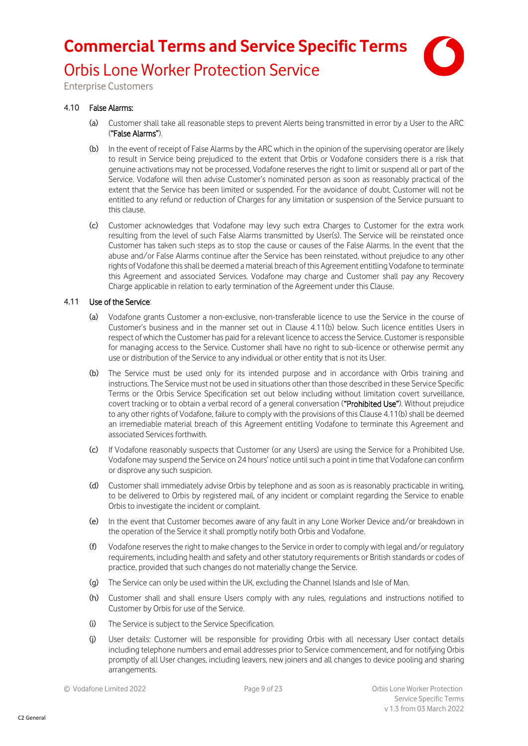4.10 **False Alarms:**

(a) Customer shall take all reasonable steps to prevent Alerts being transmitted in error by a User to the ARC (**"False Alarms"**).

(b) In the event of receipt of False Alarms by the ARC which in the opinion of the supervising operator are likely to result in Service being prejudiced to the extent that Orbis or Vodafone considers there is a risk that genuine activations may not be processed, Vodafone reserves the right to limit or suspend all or part of the Service. Vodafone will then advise Customer's nominated person as soon as reasonably practical of the extent that the Service has been limited or suspended. For the avoidance of doubt, Customer will not be entitled to any refund or reduction of Charges for any limitation or suspension of the Service pursuant to this clause.

(c) Customer acknowledges that Vodafone may levy such extra Charges to Customer for the extra work resulting from the level of such False Alarms transmitted by User(s). The Service will be reinstated once Customer has taken such steps as to stop the cause or causes of the False Alarms. In the event that the abuse and/or False Alarms continue after the Service has been reinstated, without prejudice to any other rights of Vodafone this shall be deemed a material breach of this Agreement entitling Vodafone to terminate this Agreement and associated Services. Vodafone may charge and Customer shall pay any Recovery Charge applicable in relation to early termination of the Agreement under this Clause.

4.11 **Use of the Service**:

(a) Vodafone grants Customer a non-exclusive, non-transferable licence to use the Service in the course of Customer's business and in the manner set out in Clause 4.11(b) below. Such licence entitles Users in respect of which the Customer has paid for a relevant licence to access the Service. Customer is responsible for managing access to the Service. Customer shall have no right to sub-licence or otherwise permit any use or distribution of the Service to any individual or other entity that is not its User.

(b) The Service must be used only for its intended purpose and in accordance with Orbis training and instructions. The Service must not be used in situations other than those described in these Service Specific Terms or the Orbis Service Specification set out below including without limitation covert surveillance, covert tracking or to obtain a verbal record of a general conversation (**"Prohibited Use"**). Without prejudice to any other rights of Vodafone, failure to comply with the provisions of this Clause 4.11(b) shall be deemed an irremediable material breach of this Agreement entitling Vodafone to terminate this Agreement and associated Services forthwith.

(c) If Vodafone reasonably suspects that Customer (or any Users) are using the Service for a Prohibited Use, Vodafone may suspend the Service on 24 hours' notice until such a point in time that Vodafone can confirm or disprove any such suspicion.

(d) Customer shall immediately advise Orbis by telephone and as soon as is reasonably practicable in writing, to be delivered to Orbis by registered mail, of any incident or complaint regarding the Service to enable Orbis to investigate the incident or complaint.

(e) In the event that Customer becomes aware of any fault in any Lone Worker Device and/or breakdown in the operation of the Service it shall promptly notify both Orbis and Vodafone.

(f) Vodafone reserves the right to make changes to the Service in order to comply with legal and/or regulatory requirements, including health and safety and other statutory requirements or British standards or codes of practice, provided that such changes do not materially change the Service.

(g) The Service can only be used within the UK, excluding the Channel Islands and Isle of Man.

(h) Customer shall and shall ensure Users comply with any rules, regulations and instructions notified to Customer by Orbis for use of the Service.

(i) The Service is subject to the Service Specification.

(j) User details: Customer will be responsible for providing Orbis with all necessary User contact details including telephone numbers and email addresses prior to Service commencement, and for notifying Orbis promptly of all User changes, including leavers, new joiners and all changes to device pooling and sharing arrangements.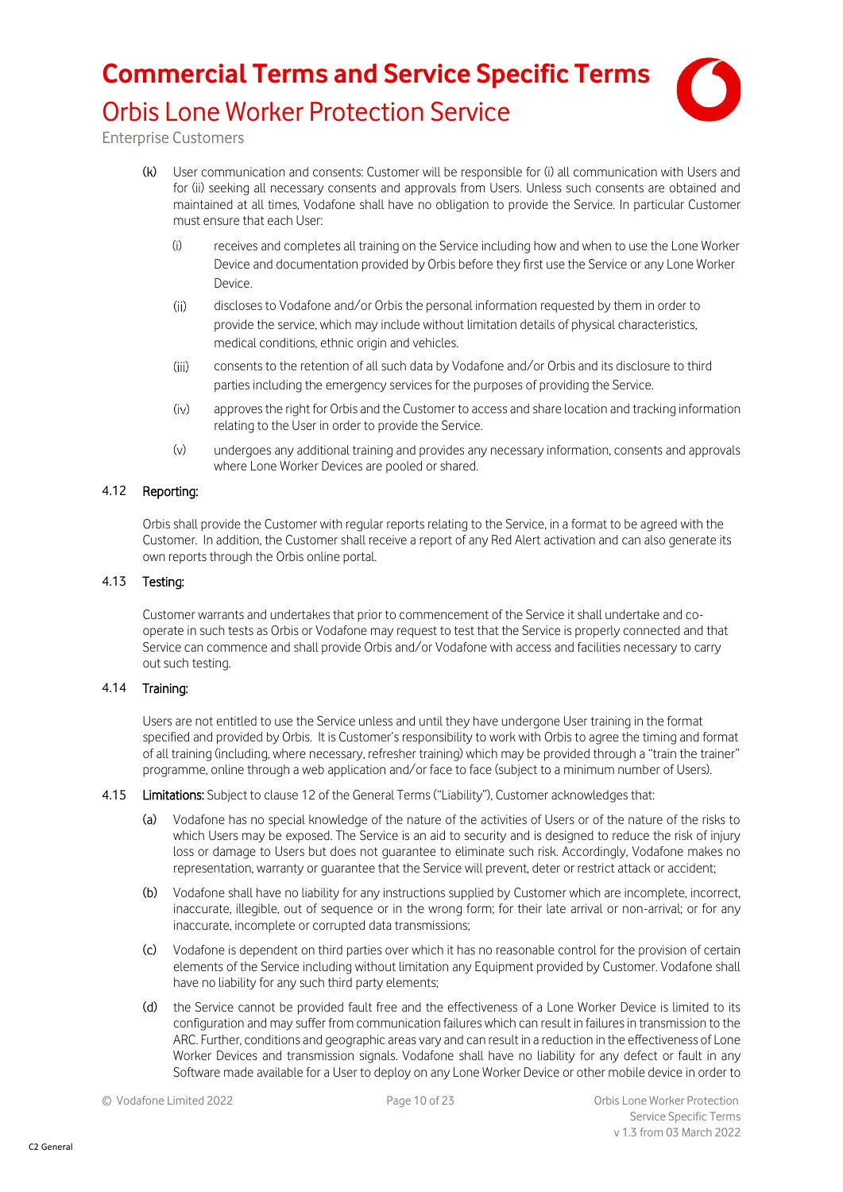(k) User communication and consents: Customer will be responsible for (i) all communication with Users and for (ii) seeking all necessary consents and approvals from Users. Unless such consents are obtained and maintained at all times, Vodafone shall have no obligation to provide the Service. In particular Customer must ensure that each User:

   (i) receives and completes all training on the Service including how and when to use the Lone Worker Device and documentation provided by Orbis before they first use the Service or any Lone Worker Device.

   (ii) discloses to Vodafone and/or Orbis the personal information requested by them in order to provide the service, which may include without limitation details of physical characteristics, medical conditions, ethnic origin and vehicles.

   (iii) consents to the retention of all such data by Vodafone and/or Orbis and its disclosure to third parties including the emergency services for the purposes of providing the Service.

   (iv) approves the right for Orbis and the Customer to access and share location and tracking information relating to the User in order to provide the Service.

   (v) undergoes any additional training and provides any necessary information, consents and approvals where Lone Worker Devices are pooled or shared.

4.12 Reporting:

Orbis shall provide the Customer with regular reports relating to the Service, in a format to be agreed with the Customer. In addition, the Customer shall receive a report of any Red Alert activation and can also generate its own reports through the Orbis online portal.

4.13 Testing:

Customer warrants and undertakes that prior to commencement of the Service it shall undertake and co-operate in such tests as Orbis or Vodafone may request to test that the Service is properly connected and that Service can commence and shall provide Orbis and/or Vodafone with access and facilities necessary to carry out such testing.

4.14 Training:

Users are not entitled to use the Service unless and until they have undergone User training in the format specified and provided by Orbis. It is Customer's responsibility to work with Orbis to agree the timing and format of all training (including, where necessary, refresher training) which may be provided through a "train the trainer" programme, online through a web application and/or face to face (subject to a minimum number of Users).

4.15 **Limitations:** Subject to clause 12 of the General Terms ("Liability"), Customer acknowledges that:

(a) Vodafone has no special knowledge of the nature of the activities of Users or of the nature of the risks to which Users may be exposed. The Service is an aid to security and is designed to reduce the risk of injury loss or damage to Users but does not guarantee to eliminate such risk. Accordingly, Vodafone makes no representation, warranty or guarantee that the Service will prevent, deter or restrict attack or accident;

(b) Vodafone shall have no liability for any instructions supplied by Customer which are incomplete, incorrect, inaccurate, illegible, out of sequence or in the wrong form; for their late arrival or non-arrival; or for any inaccurate, incomplete or corrupted data transmissions;

(c) Vodafone is dependent on third parties over which it has no reasonable control for the provision of certain elements of the Service including without limitation any Equipment provided by Customer. Vodafone shall have no liability for any such third party elements;

(d) the Service cannot be provided fault free and the effectiveness of a Lone Worker Device is limited to its configuration and may suffer from communication failures which can result in failures in transmission to the ARC. Further, conditions and geographic areas vary and can result in a reduction in the effectiveness of Lone Worker Devices and transmission signals. Vodafone shall have no liability for any defect or fault in any Software made available for a User to deploy on any Lone Worker Device or other mobile device in order to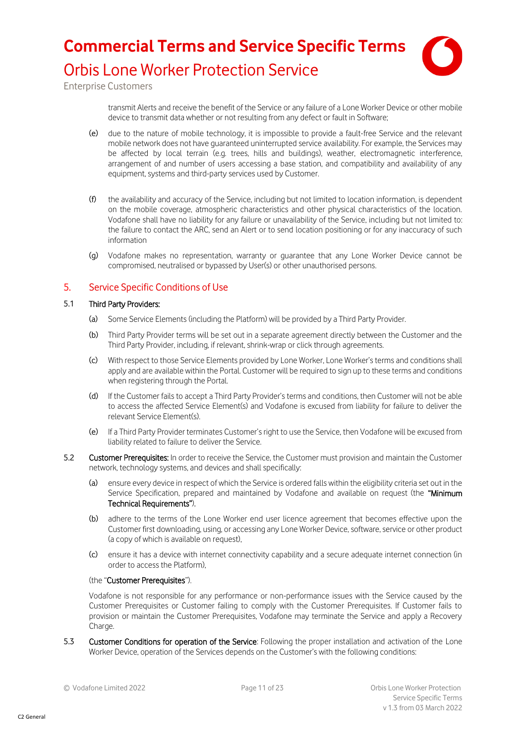transmit Alerts and receive the benefit of the Service or any failure of a Lone Worker Device or other mobile device to transmit data whether or not resulting from any defect or fault in Software;

(e) due to the nature of mobile technology, it is impossible to provide a fault-free Service and the relevant mobile network does not have guaranteed uninterrupted service availability. For example, the Services may be affected by local terrain (e.g. trees, hills and buildings), weather, electromagnetic interference, arrangement of and number of users accessing a base station, and compatibility and availability of any equipment, systems and third-party services used by Customer.

(f) the availability and accuracy of the Service, including but not limited to location information, is dependent on the mobile coverage, atmospheric characteristics and other physical characteristics of the location. Vodafone shall have no liability for any failure or unavailability of the Service, including but not limited to: the failure to contact the ARC, send an Alert or to send location positioning or for any inaccuracy of such information

(g) Vodafone makes no representation, warranty or guarantee that any Lone Worker Device cannot be compromised, neutralised or bypassed by User(s) or other unauthorised persons.

## 5. Service Specific Conditions of Use

5.1 **Third Party Providers:**

(a) Some Service Elements (including the Platform) will be provided by a Third Party Provider.

(b) Third Party Provider terms will be set out in a separate agreement directly between the Customer and the Third Party Provider, including, if relevant, shrink-wrap or click through agreements.

(c) With respect to those Service Elements provided by Lone Worker, Lone Worker's terms and conditions shall apply and are available within the Portal. Customer will be required to sign up to these terms and conditions when registering through the Portal.

(d) If the Customer fails to accept a Third Party Provider's terms and conditions, then Customer will not be able to access the affected Service Element(s) and Vodafone is excused from liability for failure to deliver the relevant Service Element(s).

(e) If a Third Party Provider terminates Customer's right to use the Service, then Vodafone will be excused from liability related to failure to deliver the Service.

5.2 **Customer Prerequisites:** In order to receive the Service, the Customer must provision and maintain the Customer network, technology systems, and devices and shall specifically:

(a) ensure every device in respect of which the Service is ordered falls within the eligibility criteria set out in the Service Specification, prepared and maintained by Vodafone and available on request (the **"Minimum Technical Requirements"**),

(b) adhere to the terms of the Lone Worker end user licence agreement that becomes effective upon the Customer first downloading, using, or accessing any Lone Worker Device, software, service or other product (a copy of which is available on request),

(c) ensure it has a device with internet connectivity capability and a secure adequate internet connection (in order to access the Platform),

(the "**Customer Prerequisites**").

Vodafone is not responsible for any performance or non-performance issues with the Service caused by the Customer Prerequisites or Customer failing to comply with the Customer Prerequisites. If Customer fails to provision or maintain the Customer Prerequisites, Vodafone may terminate the Service and apply a Recovery Charge.

5.3 **Customer Conditions for operation of the Service**: Following the proper installation and activation of the Lone Worker Device, operation of the Services depends on the Customer's with the following conditions: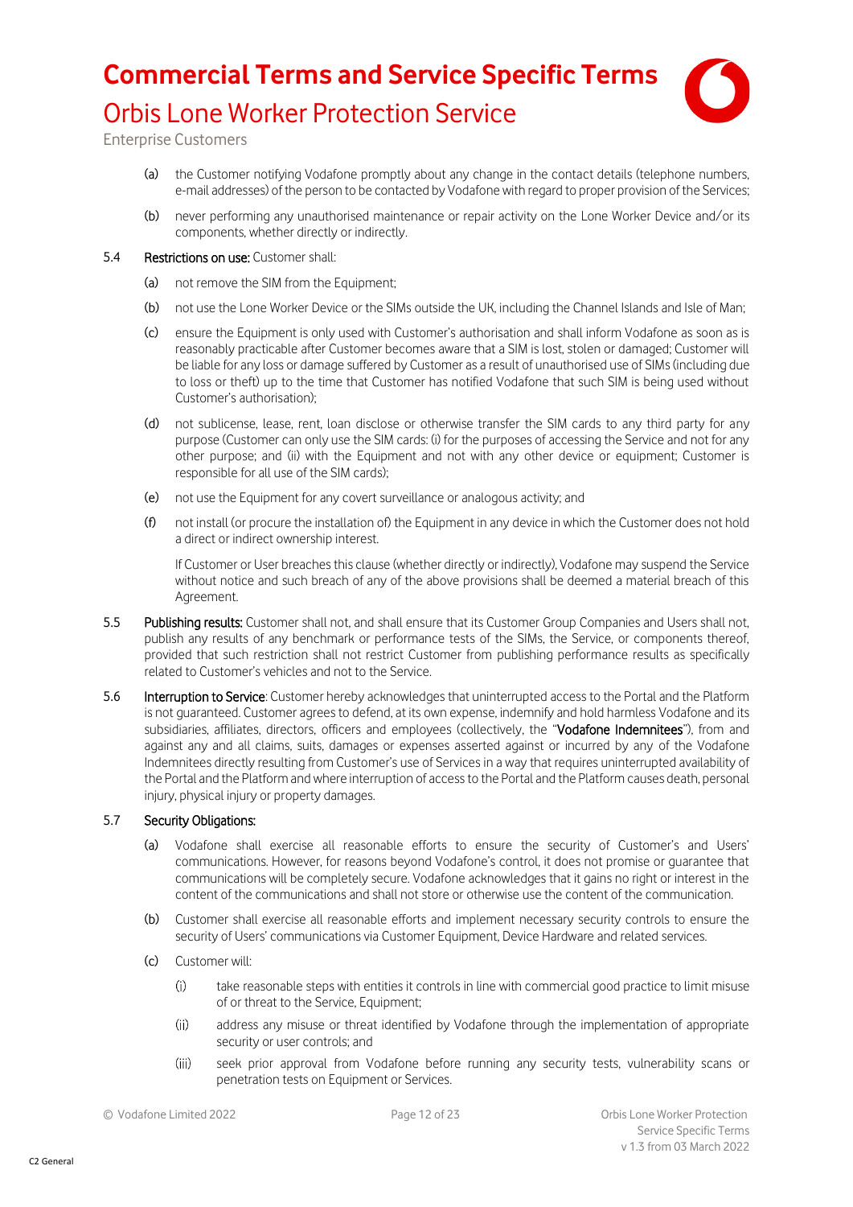(a) the Customer notifying Vodafone promptly about any change in the contact details (telephone numbers, e-mail addresses) of the person to be contacted by Vodafone with regard to proper provision of the Services;

(b) never performing any unauthorised maintenance or repair activity on the Lone Worker Device and/or its components, whether directly or indirectly.

5.4 **Restrictions on use:** Customer shall:

(a) not remove the SIM from the Equipment;

(b) not use the Lone Worker Device or the SIMs outside the UK, including the Channel Islands and Isle of Man;

(c) ensure the Equipment is only used with Customer's authorisation and shall inform Vodafone as soon as is reasonably practicable after Customer becomes aware that a SIM is lost, stolen or damaged; Customer will be liable for any loss or damage suffered by Customer as a result of unauthorised use of SIMs (including due to loss or theft) up to the time that Customer has notified Vodafone that such SIM is being used without Customer's authorisation);

(d) not sublicense, lease, rent, loan disclose or otherwise transfer the SIM cards to any third party for any purpose (Customer can only use the SIM cards: (i) for the purposes of accessing the Service and not for any other purpose; and (ii) with the Equipment and not with any other device or equipment; Customer is responsible for all use of the SIM cards);

(e) not use the Equipment for any covert surveillance or analogous activity; and

(f) not install (or procure the installation of) the Equipment in any device in which the Customer does not hold a direct or indirect ownership interest.

If Customer or User breaches this clause (whether directly or indirectly), Vodafone may suspend the Service without notice and such breach of any of the above provisions shall be deemed a material breach of this Agreement.

5.5 **Publishing results:** Customer shall not, and shall ensure that its Customer Group Companies and Users shall not, publish any results of any benchmark or performance tests of the SIMs, the Service, or components thereof, provided that such restriction shall not restrict Customer from publishing performance results as specifically related to Customer's vehicles and not to the Service.

5.6 **Interruption to Service**: Customer hereby acknowledges that uninterrupted access to the Portal and the Platform is not guaranteed. Customer agrees to defend, at its own expense, indemnify and hold harmless Vodafone and its subsidiaries, affiliates, directors, officers and employees (collectively, the "**Vodafone Indemnitees**"), from and against any and all claims, suits, damages or expenses asserted against or incurred by any of the Vodafone Indemnitees directly resulting from Customer's use of Services in a way that requires uninterrupted availability of the Portal and the Platform and where interruption of access to the Portal and the Platform causes death, personal injury, physical injury or property damages.

5.7 **Security Obligations:**

(a) Vodafone shall exercise all reasonable efforts to ensure the security of Customer's and Users' communications. However, for reasons beyond Vodafone's control, it does not promise or guarantee that communications will be completely secure. Vodafone acknowledges that it gains no right or interest in the content of the communications and shall not store or otherwise use the content of the communication.

(b) Customer shall exercise all reasonable efforts and implement necessary security controls to ensure the security of Users' communications via Customer Equipment, Device Hardware and related services.

(c) Customer will:

(i) take reasonable steps with entities it controls in line with commercial good practice to limit misuse of or threat to the Service, Equipment;

(ii) address any misuse or threat identified by Vodafone through the implementation of appropriate security or user controls; and

(iii) seek prior approval from Vodafone before running any security tests, vulnerability scans or penetration tests on Equipment or Services.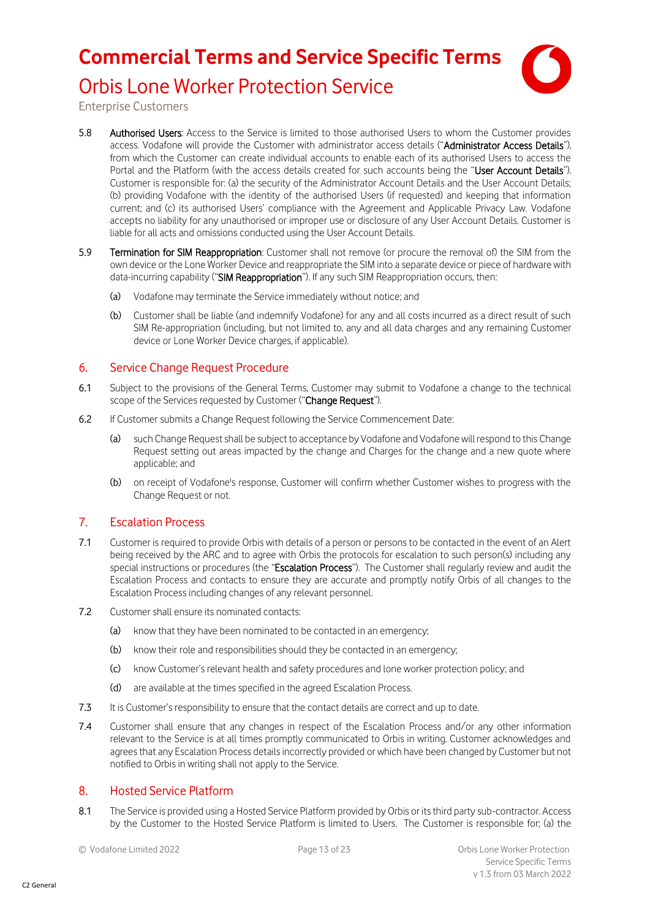5.8 **Authorised Users**: Access to the Service is limited to those authorised Users to whom the Customer provides access. Vodafone will provide the Customer with administrator access details ("**Administrator Access Details**"), from which the Customer can create individual accounts to enable each of its authorised Users to access the Portal and the Platform (with the access details created for such accounts being the "**User Account Details**"). Customer is responsible for: (a) the security of the Administrator Account Details and the User Account Details; (b) providing Vodafone with the identity of the authorised Users (if requested) and keeping that information current; and (c) its authorised Users' compliance with the Agreement and Applicable Privacy Law. Vodafone accepts no liability for any unauthorised or improper use or disclosure of any User Account Details. Customer is liable for all acts and omissions conducted using the User Account Details.

5.9 **Termination for SIM Reappropriation**: Customer shall not remove (or procure the removal of) the SIM from the own device or the Lone Worker Device and reappropriate the SIM into a separate device or piece of hardware with data-incurring capability ("**SIM Reappropriation**"). If any such SIM Reappropriation occurs, then:

(a) Vodafone may terminate the Service immediately without notice; and

(b) Customer shall be liable (and indemnify Vodafone) for any and all costs incurred as a direct result of such SIM Re-appropriation (including, but not limited to, any and all data charges and any remaining Customer device or Lone Worker Device charges, if applicable).

## 6. Service Change Request Procedure

6.1 Subject to the provisions of the General Terms, Customer may submit to Vodafone a change to the technical scope of the Services requested by Customer ("**Change Request**").

6.2 If Customer submits a Change Request following the Service Commencement Date:

(a) such Change Request shall be subject to acceptance by Vodafone and Vodafone will respond to this Change Request setting out areas impacted by the change and Charges for the change and a new quote where applicable; and

(b) on receipt of Vodafone's response, Customer will confirm whether Customer wishes to progress with the Change Request or not.

## 7. Escalation Process

7.1 Customer is required to provide Orbis with details of a person or persons to be contacted in the event of an Alert being received by the ARC and to agree with Orbis the protocols for escalation to such person(s) including any special instructions or procedures (the "**Escalation Process**"). The Customer shall regularly review and audit the Escalation Process and contacts to ensure they are accurate and promptly notify Orbis of all changes to the Escalation Process including changes of any relevant personnel.

7.2 Customer shall ensure its nominated contacts:

(a) know that they have been nominated to be contacted in an emergency;

(b) know their role and responsibilities should they be contacted in an emergency;

(c) know Customer's relevant health and safety procedures and lone worker protection policy; and

(d) are available at the times specified in the agreed Escalation Process.

7.3 It is Customer's responsibility to ensure that the contact details are correct and up to date.

7.4 Customer shall ensure that any changes in respect of the Escalation Process and/or any other information relevant to the Service is at all times promptly communicated to Orbis in writing. Customer acknowledges and agrees that any Escalation Process details incorrectly provided or which have been changed by Customer but not notified to Orbis in writing shall not apply to the Service.

## 8. Hosted Service Platform

8.1 The Service is provided using a Hosted Service Platform provided by Orbis or its third party sub-contractor. Access by the Customer to the Hosted Service Platform is limited to Users. The Customer is responsible for; (a) the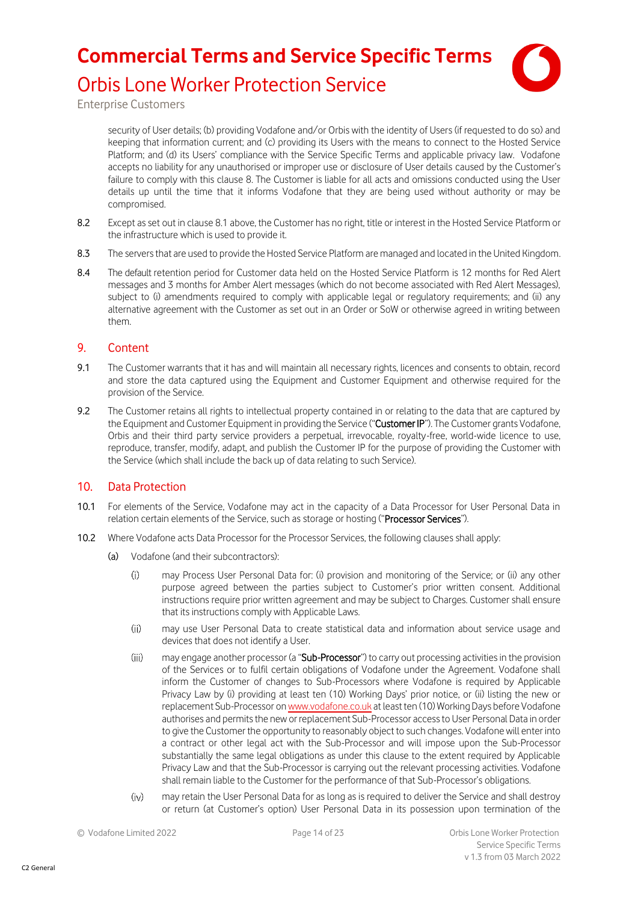security of User details; (b) providing Vodafone and/or Orbis with the identity of Users (if requested to do so) and keeping that information current; and (c) providing its Users with the means to connect to the Hosted Service Platform; and (d) its Users' compliance with the Service Specific Terms and applicable privacy law. Vodafone accepts no liability for any unauthorised or improper use or disclosure of User details caused by the Customer's failure to comply with this clause 8. The Customer is liable for all acts and omissions conducted using the User details up until the time that it informs Vodafone that they are being used without authority or may be compromised.

8.2 Except as set out in clause 8.1 above, the Customer has no right, title or interest in the Hosted Service Platform or the infrastructure which is used to provide it.

8.3 The servers that are used to provide the Hosted Service Platform are managed and located in the United Kingdom.

8.4 The default retention period for Customer data held on the Hosted Service Platform is 12 months for Red Alert messages and 3 months for Amber Alert messages (which do not become associated with Red Alert Messages), subject to (i) amendments required to comply with applicable legal or regulatory requirements; and (ii) any alternative agreement with the Customer as set out in an Order or SoW or otherwise agreed in writing between them.

## 9. Content

9.1 The Customer warrants that it has and will maintain all necessary rights, licences and consents to obtain, record and store the data captured using the Equipment and Customer Equipment and otherwise required for the provision of the Service.

9.2 The Customer retains all rights to intellectual property contained in or relating to the data that are captured by the Equipment and Customer Equipment in providing the Service ("**Customer IP**"). The Customer grants Vodafone, Orbis and their third party service providers a perpetual, irrevocable, royalty-free, world-wide licence to use, reproduce, transfer, modify, adapt, and publish the Customer IP for the purpose of providing the Customer with the Service (which shall include the back up of data relating to such Service).

## 10. Data Protection

10.1 For elements of the Service, Vodafone may act in the capacity of a Data Processor for User Personal Data in relation certain elements of the Service, such as storage or hosting ("**Processor Services**").

10.2 Where Vodafone acts Data Processor for the Processor Services, the following clauses shall apply:

(a) Vodafone (and their subcontractors):

(i) may Process User Personal Data for: (i) provision and monitoring of the Service; or (ii) any other purpose agreed between the parties subject to Customer's prior written consent. Additional instructions require prior written agreement and may be subject to Charges. Customer shall ensure that its instructions comply with Applicable Laws.

(ii) may use User Personal Data to create statistical data and information about service usage and devices that does not identify a User.

(iii) may engage another processor (a "**Sub-Processor**") to carry out processing activities in the provision of the Services or to fulfil certain obligations of Vodafone under the Agreement. Vodafone shall inform the Customer of changes to Sub-Processors where Vodafone is required by Applicable Privacy Law by (i) providing at least ten (10) Working Days' prior notice, or (ii) listing the new or replacement Sub-Processor on www.vodafone.co.uk at least ten (10) Working Days before Vodafone authorises and permits the new or replacement Sub-Processor access to User Personal Data in order to give the Customer the opportunity to reasonably object to such changes. Vodafone will enter into a contract or other legal act with the Sub-Processor and will impose upon the Sub-Processor substantially the same legal obligations as under this clause to the extent required by Applicable Privacy Law and that the Sub-Processor is carrying out the relevant processing activities. Vodafone shall remain liable to the Customer for the performance of that Sub-Processor's obligations.

(iv) may retain the User Personal Data for as long as is required to deliver the Service and shall destroy or return (at Customer's option) User Personal Data in its possession upon termination of the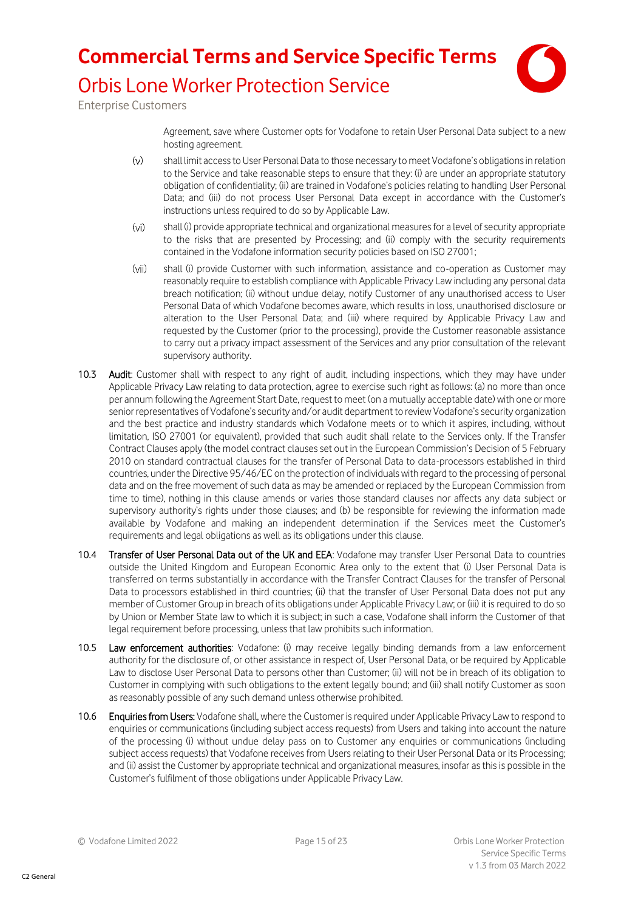Agreement, save where Customer opts for Vodafone to retain User Personal Data subject to a new hosting agreement.

(v) shall limit access to User Personal Data to those necessary to meet Vodafone's obligations in relation to the Service and take reasonable steps to ensure that they: (i) are under an appropriate statutory obligation of confidentiality; (ii) are trained in Vodafone's policies relating to handling User Personal Data; and (iii) do not process User Personal Data except in accordance with the Customer's instructions unless required to do so by Applicable Law.

(vi) shall (i) provide appropriate technical and organizational measures for a level of security appropriate to the risks that are presented by Processing; and (ii) comply with the security requirements contained in the Vodafone information security policies based on ISO 27001;

(vii) shall (i) provide Customer with such information, assistance and co-operation as Customer may reasonably require to establish compliance with Applicable Privacy Law including any personal data breach notification; (ii) without undue delay, notify Customer of any unauthorised access to User Personal Data of which Vodafone becomes aware, which results in loss, unauthorised disclosure or alteration to the User Personal Data; and (iii) where required by Applicable Privacy Law and requested by the Customer (prior to the processing), provide the Customer reasonable assistance to carry out a privacy impact assessment of the Services and any prior consultation of the relevant supervisory authority.

10.3 **Audit**: Customer shall with respect to any right of audit, including inspections, which they may have under Applicable Privacy Law relating to data protection, agree to exercise such right as follows: (a) no more than once per annum following the Agreement Start Date, request to meet (on a mutually acceptable date) with one or more senior representatives of Vodafone's security and/or audit department to review Vodafone's security organization and the best practice and industry standards which Vodafone meets or to which it aspires, including, without limitation, ISO 27001 (or equivalent), provided that such audit shall relate to the Services only. If the Transfer Contract Clauses apply (the model contract clauses set out in the European Commission's Decision of 5 February 2010 on standard contractual clauses for the transfer of Personal Data to data-processors established in third countries, under the Directive 95/46/EC on the protection of individuals with regard to the processing of personal data and on the free movement of such data as may be amended or replaced by the European Commission from time to time), nothing in this clause amends or varies those standard clauses nor affects any data subject or supervisory authority's rights under those clauses; and (b) be responsible for reviewing the information made available by Vodafone and making an independent determination if the Services meet the Customer's requirements and legal obligations as well as its obligations under this clause.

10.4 **Transfer of User Personal Data out of the UK and EEA**: Vodafone may transfer User Personal Data to countries outside the United Kingdom and European Economic Area only to the extent that (i) User Personal Data is transferred on terms substantially in accordance with the Transfer Contract Clauses for the transfer of Personal Data to processors established in third countries; (ii) that the transfer of User Personal Data does not put any member of Customer Group in breach of its obligations under Applicable Privacy Law; or (iii) it is required to do so by Union or Member State law to which it is subject; in such a case, Vodafone shall inform the Customer of that legal requirement before processing, unless that law prohibits such information.

10.5 **Law enforcement authorities**: Vodafone: (i) may receive legally binding demands from a law enforcement authority for the disclosure of, or other assistance in respect of, User Personal Data, or be required by Applicable Law to disclose User Personal Data to persons other than Customer; (ii) will not be in breach of its obligation to Customer in complying with such obligations to the extent legally bound; and (iii) shall notify Customer as soon as reasonably possible of any such demand unless otherwise prohibited.

10.6 **Enquiries from Users:** Vodafone shall, where the Customer is required under Applicable Privacy Law to respond to enquiries or communications (including subject access requests) from Users and taking into account the nature of the processing (i) without undue delay pass on to Customer any enquiries or communications (including subject access requests) that Vodafone receives from Users relating to their User Personal Data or its Processing; and (ii) assist the Customer by appropriate technical and organizational measures, insofar as this is possible in the Customer's fulfilment of those obligations under Applicable Privacy Law.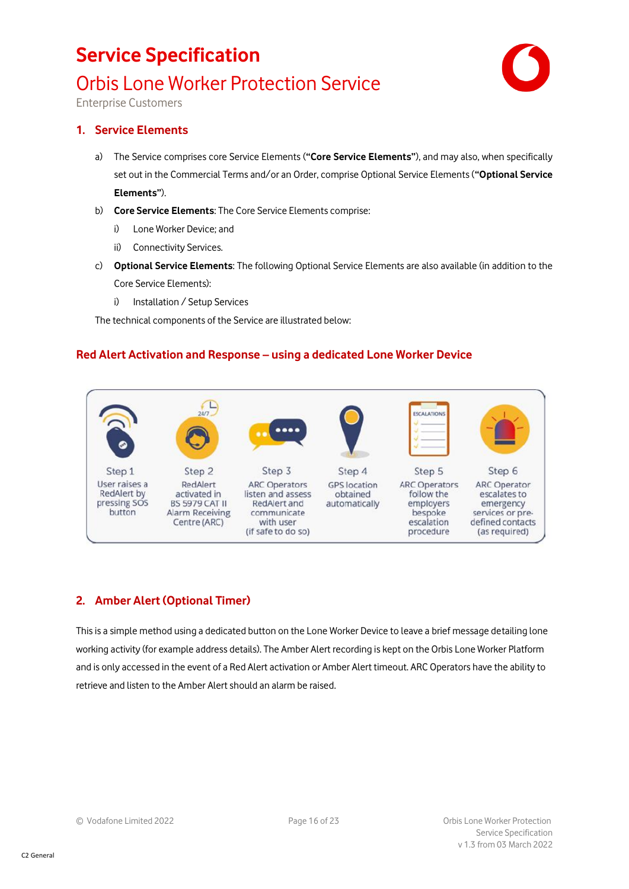# Service Specification

## Orbis Lone Worker Protection Service

Enterprise Customers

## 1. Service Elements

a) The Service comprises core Service Elements (**"Core Service Elements"**), and may also, when specifically set out in the Commercial Terms and/or an Order, comprise Optional Service Elements (**"Optional Service Elements"**).

b) **Core Service Elements**: The Core Service Elements comprise:

   i) Lone Worker Device; and

   ii) Connectivity Services.

c) **Optional Service Elements**: The following Optional Service Elements are also available (in addition to the Core Service Elements):

   i) Installation / Setup Services

The technical components of the Service are illustrated below:

### Red Alert Activation and Response – using a dedicated Lone Worker Device

| Step 1 | Step 2 | Step 3 | Step 4 | Step 5 | Step 6 |
|---|---|---|---|---|---|
| User raises a RedAlert by pressing SOS button | RedAlert activated in BS 5979 CAT II Alarm Receiving Centre (ARC) | ARC Operators listen and assess RedAlert and communicate with user (if safe to do so) | GPS location obtained automatically | ARC Operators follow the employers bespoke escalation procedure | ARC Operator escalates to emergency services or pre-defined contacts (as required) |

## 2. Amber Alert (Optional Timer)

This is a simple method using a dedicated button on the Lone Worker Device to leave a brief message detailing lone working activity (for example address details). The Amber Alert recording is kept on the Orbis Lone Worker Platform and is only accessed in the event of a Red Alert activation or Amber Alert timeout. ARC Operators have the ability to retrieve and listen to the Amber Alert should an alarm be raised.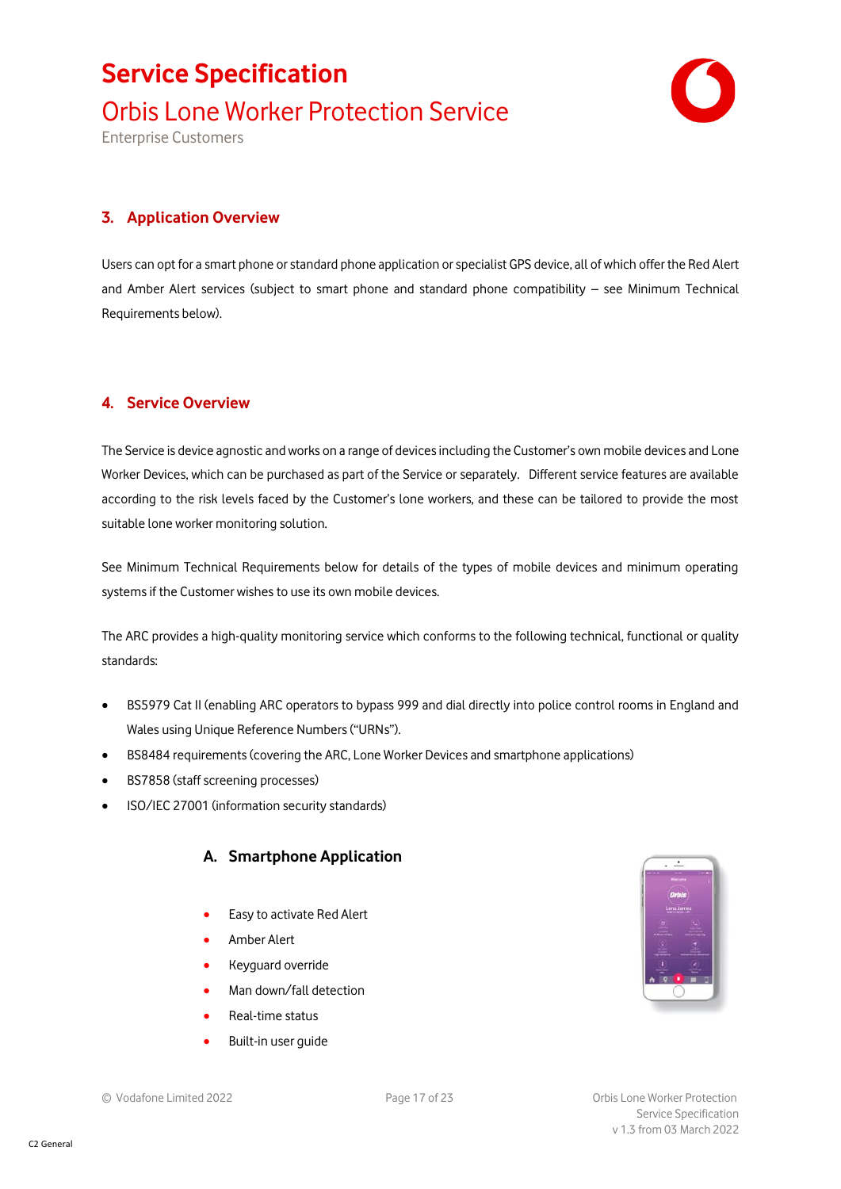## 3. Application Overview

Users can opt for a smart phone or standard phone application or specialist GPS device, all of which offer the Red Alert and Amber Alert services (subject to smart phone and standard phone compatibility – see Minimum Technical Requirements below).

## 4. Service Overview

The Service is device agnostic and works on a range of devices including the Customer's own mobile devices and Lone Worker Devices, which can be purchased as part of the Service or separately. Different service features are available according to the risk levels faced by the Customer's lone workers, and these can be tailored to provide the most suitable lone worker monitoring solution.

See Minimum Technical Requirements below for details of the types of mobile devices and minimum operating systems if the Customer wishes to use its own mobile devices.

The ARC provides a high-quality monitoring service which conforms to the following technical, functional or quality standards:

- BS5979 Cat II (enabling ARC operators to bypass 999 and dial directly into police control rooms in England and Wales using Unique Reference Numbers ("URNs").
- BS8484 requirements (covering the ARC, Lone Worker Devices and smartphone applications)
- BS7858 (staff screening processes)
- ISO/IEC 27001 (information security standards)

### A. Smartphone Application

- Easy to activate Red Alert
- Amber Alert
- Keyguard override
- Man down/fall detection
- Real-time status
- Built-in user guide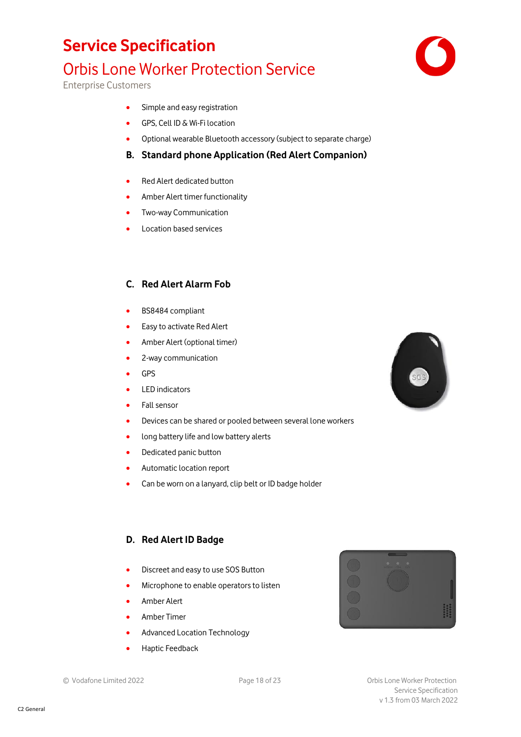- Simple and easy registration
- GPS, Cell ID & Wi-Fi location
- Optional wearable Bluetooth accessory (subject to separate charge)

## B. Standard phone Application (Red Alert Companion)

- Red Alert dedicated button
- Amber Alert timer functionality
- Two-way Communication
- Location based services

## C. Red Alert Alarm Fob

- BS8484 compliant
- Easy to activate Red Alert
- Amber Alert (optional timer)
- 2-way communication
- GPS
- LED indicators
- Fall sensor
- Devices can be shared or pooled between several lone workers
- long battery life and low battery alerts
- Dedicated panic button
- Automatic location report
- Can be worn on a lanyard, clip belt or ID badge holder

## D. Red Alert ID Badge

- Discreet and easy to use SOS Button
- Microphone to enable operators to listen
- Amber Alert
- Amber Timer
- Advanced Location Technology
- Haptic Feedback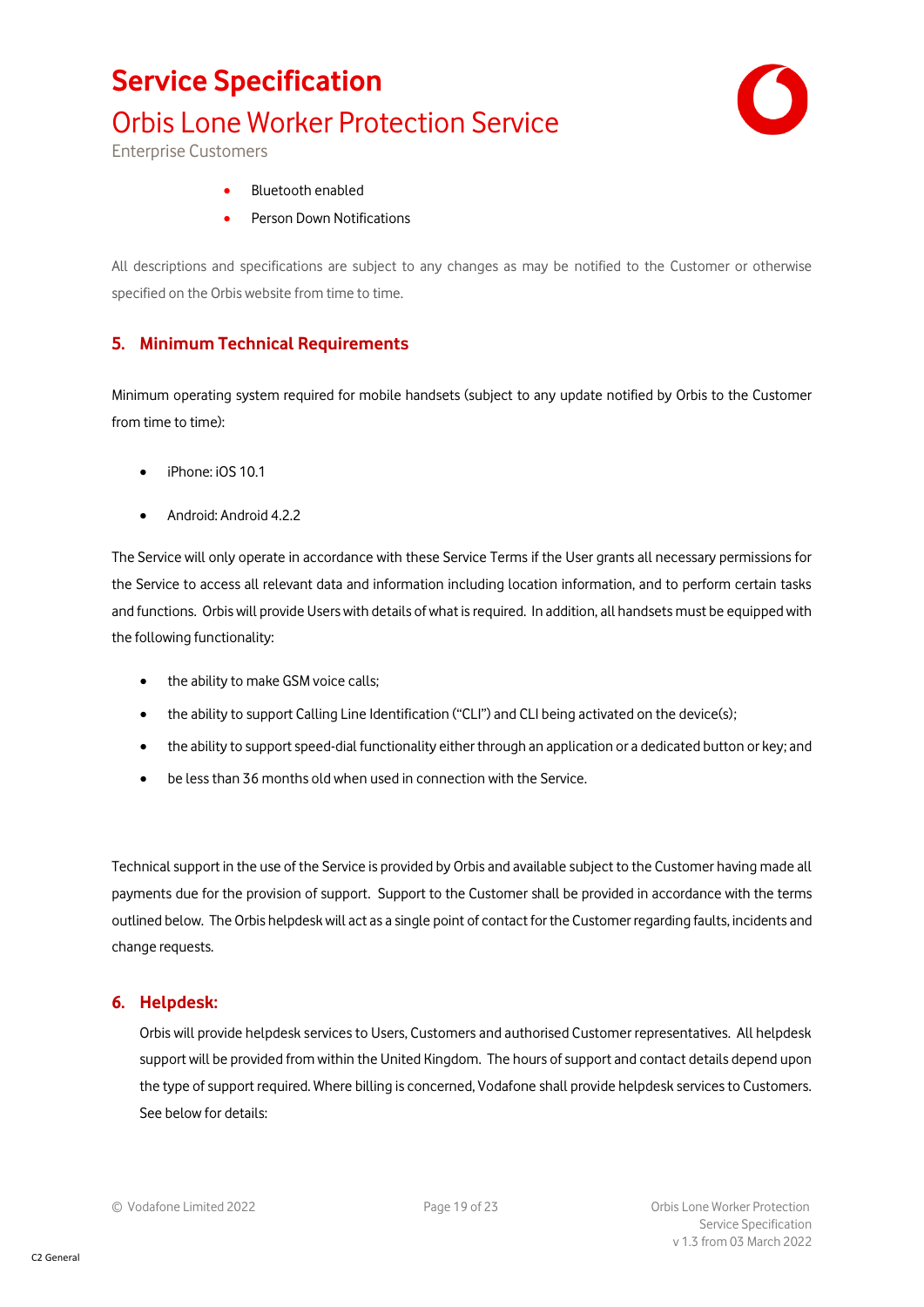- Bluetooth enabled
- Person Down Notifications

All descriptions and specifications are subject to any changes as may be notified to the Customer or otherwise specified on the Orbis website from time to time.

## 5. Minimum Technical Requirements

Minimum operating system required for mobile handsets (subject to any update notified by Orbis to the Customer from time to time):

- iPhone: iOS 10.1
- Android: Android 4.2.2

The Service will only operate in accordance with these Service Terms if the User grants all necessary permissions for the Service to access all relevant data and information including location information, and to perform certain tasks and functions. Orbis will provide Users with details of what is required. In addition, all handsets must be equipped with the following functionality:

- the ability to make GSM voice calls;
- the ability to support Calling Line Identification ("CLI") and CLI being activated on the device(s);
- the ability to support speed-dial functionality either through an application or a dedicated button or key; and
- be less than 36 months old when used in connection with the Service.

Technical support in the use of the Service is provided by Orbis and available subject to the Customer having made all payments due for the provision of support. Support to the Customer shall be provided in accordance with the terms outlined below. The Orbis helpdesk will act as a single point of contact for the Customer regarding faults, incidents and change requests.

## 6. Helpdesk:

Orbis will provide helpdesk services to Users, Customers and authorised Customer representatives. All helpdesk support will be provided from within the United Kingdom. The hours of support and contact details depend upon the type of support required. Where billing is concerned, Vodafone shall provide helpdesk services to Customers. See below for details: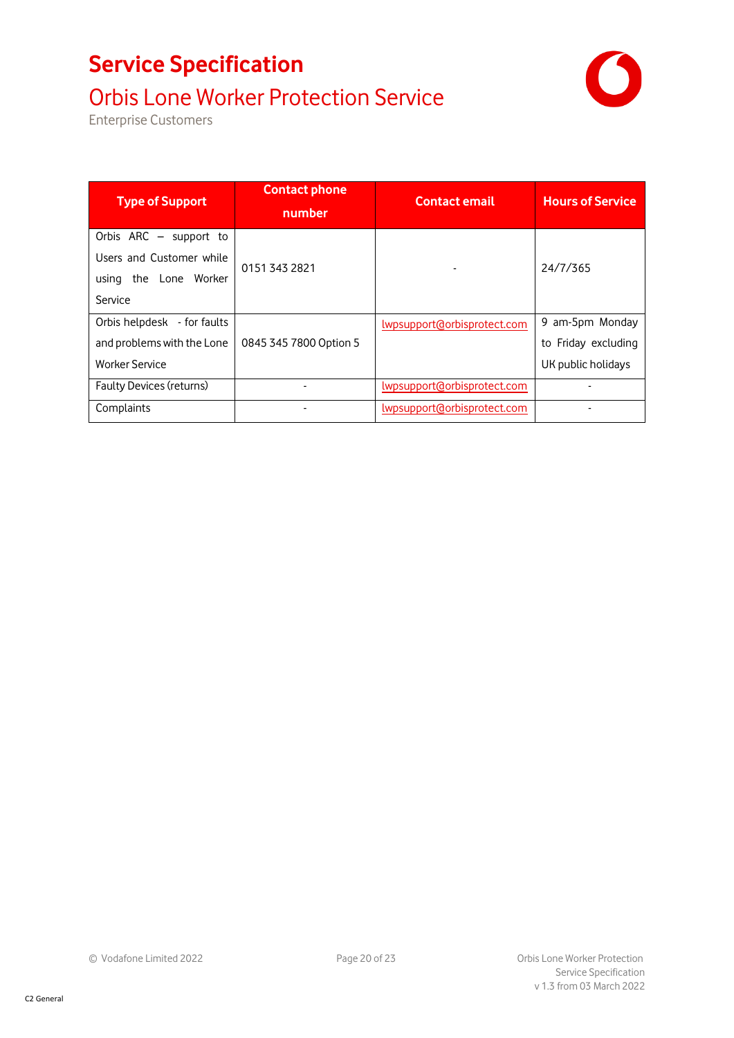| Type of Support | Contact phone number | Contact email | Hours of Service |
|---|---|---|---|
| Orbis ARC – support to Users and Customer while using the Lone Worker Service | 0151 343 2821 | - | 24/7/365 |
| Orbis helpdesk - for faults and problems with the Lone Worker Service | 0845 345 7800 Option 5 | lwpsupport@orbisprotect.com | 9 am-5pm Monday to Friday excluding UK public holidays |
| Faulty Devices (returns) | - | lwpsupport@orbisprotect.com | - |
| Complaints | - | lwpsupport@orbisprotect.com | - |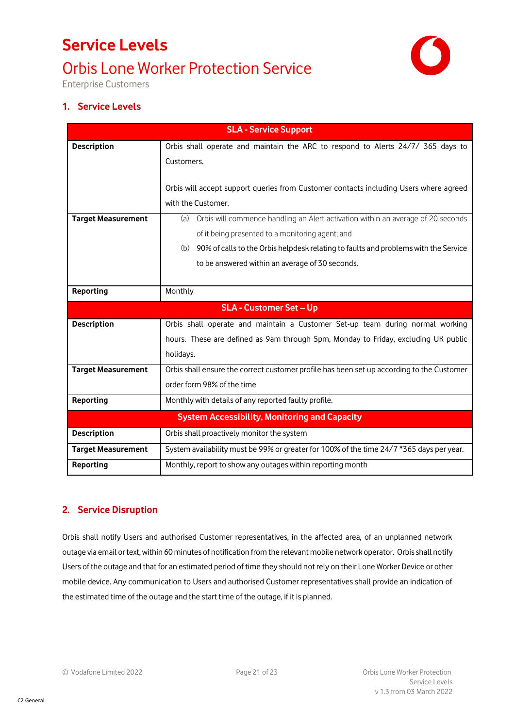# Service Levels

## Orbis Lone Worker Protection Service

Enterprise Customers

### 1. Service Levels

| SLA - Service Support | |
|---|---|
| **Description** | Orbis shall operate and maintain the ARC to respond to Alerts 24/7/ 365 days to Customers.<br><br>Orbis will accept support queries from Customer contacts including Users where agreed with the Customer. |
| **Target Measurement** | (a) Orbis will commence handling an Alert activation within an average of 20 seconds of it being presented to a monitoring agent; and<br>(b) 90% of calls to the Orbis helpdesk relating to faults and problems with the Service to be answered within an average of 30 seconds. |
| **Reporting** | Monthly |
| **SLA - Customer Set – Up** | |
| **Description** | Orbis shall operate and maintain a Customer Set-up team during normal working hours. These are defined as 9am through 5pm, Monday to Friday, excluding UK public holidays. |
| **Target Measurement** | Orbis shall ensure the correct customer profile has been set up according to the Customer order form 98% of the time |
| **Reporting** | Monthly with details of any reported faulty profile. |
| **System Accessibility, Monitoring and Capacity** | |
| **Description** | Orbis shall proactively monitor the system |
| **Target Measurement** | System availability must be 99% or greater for 100% of the time 24/7 *365 days per year. |
| **Reporting** | Monthly, report to show any outages within reporting month |

### 2. Service Disruption

Orbis shall notify Users and authorised Customer representatives, in the affected area, of an unplanned network outage via email or text, within 60 minutes of notification from the relevant mobile network operator. Orbis shall notify Users of the outage and that for an estimated period of time they should not rely on their Lone Worker Device or other mobile device. Any communication to Users and authorised Customer representatives shall provide an indication of the estimated time of the outage and the start time of the outage, if it is planned.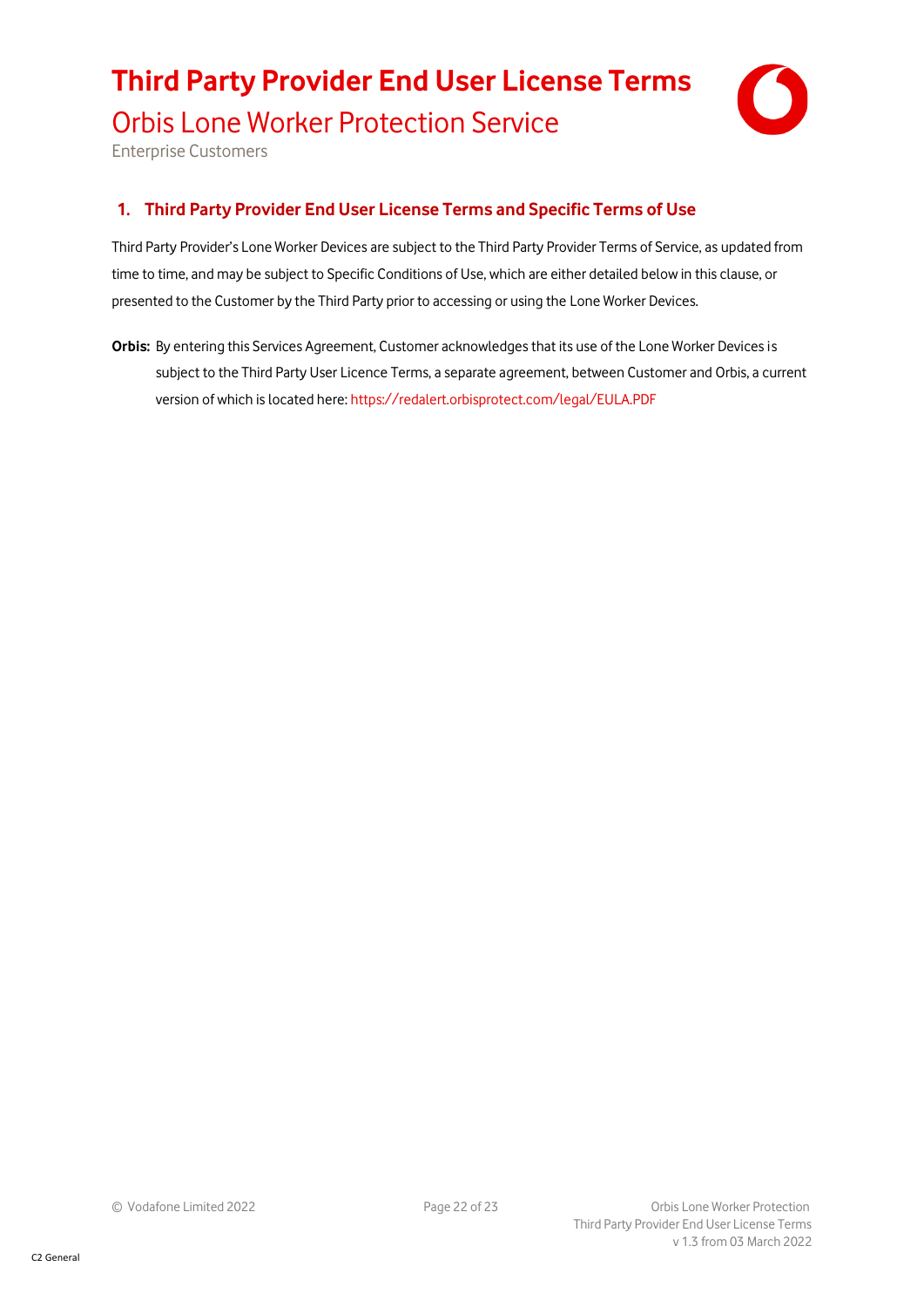# Third Party Provider End User License Terms

## Orbis Lone Worker Protection Service

Enterprise Customers

### 1. Third Party Provider End User License Terms and Specific Terms of Use

Third Party Provider's Lone Worker Devices are subject to the Third Party Provider Terms of Service, as updated from time to time, and may be subject to Specific Conditions of Use, which are either detailed below in this clause, or presented to the Customer by the Third Party prior to accessing or using the Lone Worker Devices.

**Orbis:** By entering this Services Agreement, Customer acknowledges that its use of the Lone Worker Devices is subject to the Third Party User Licence Terms, a separate agreement, between Customer and Orbis, a current version of which is located here: https://redalert.orbisprotect.com/legal/EULA.PDF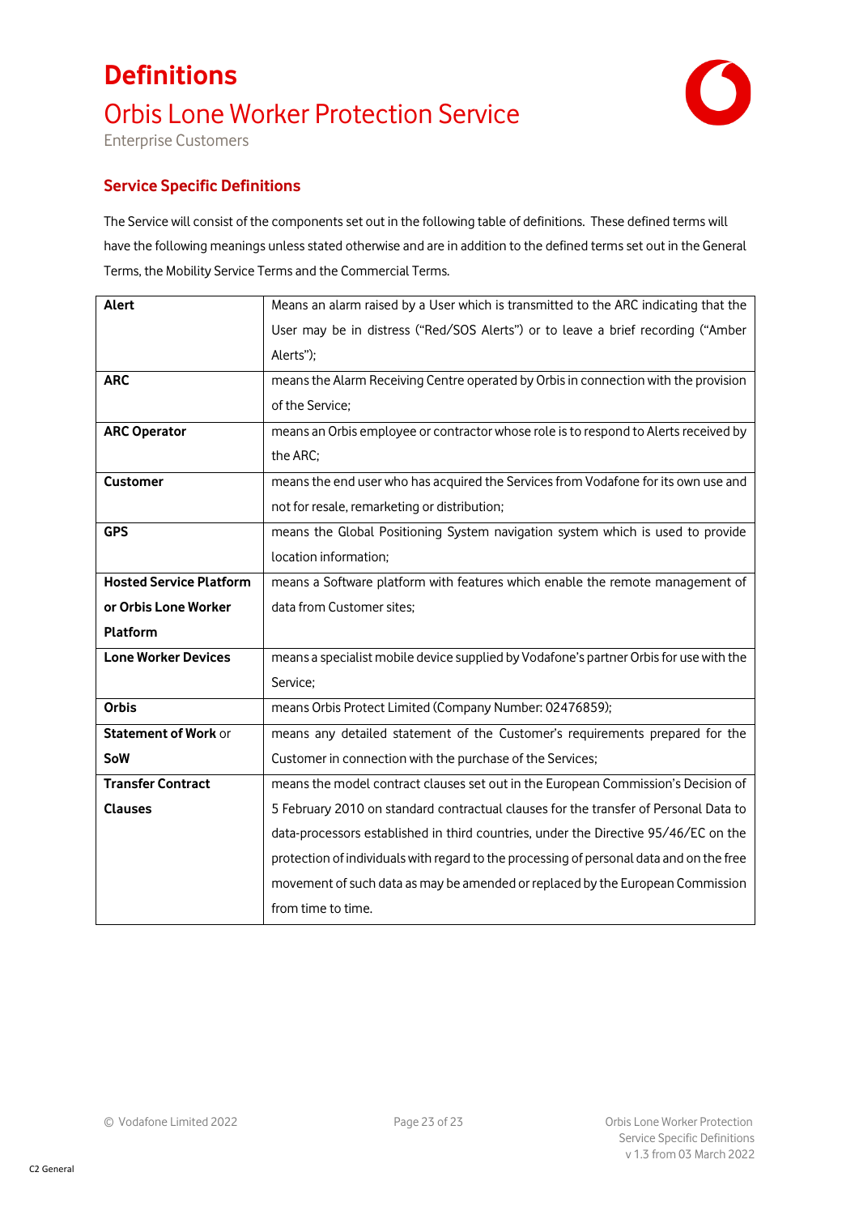# Definitions

## Orbis Lone Worker Protection Service

Enterprise Customers

### Service Specific Definitions

The Service will consist of the components set out in the following table of definitions. These defined terms will have the following meanings unless stated otherwise and are in addition to the defined terms set out in the General Terms, the Mobility Service Terms and the Commercial Terms.

| | |
|---|---|
| **Alert** | Means an alarm raised by a User which is transmitted to the ARC indicating that the User may be in distress ("Red/SOS Alerts") or to leave a brief recording ("Amber Alerts"); |
| **ARC** | means the Alarm Receiving Centre operated by Orbis in connection with the provision of the Service; |
| **ARC Operator** | means an Orbis employee or contractor whose role is to respond to Alerts received by the ARC; |
| **Customer** | means the end user who has acquired the Services from Vodafone for its own use and not for resale, remarketing or distribution; |
| **GPS** | means the Global Positioning System navigation system which is used to provide location information; |
| **Hosted Service Platform or Orbis Lone Worker Platform** | means a Software platform with features which enable the remote management of data from Customer sites; |
| **Lone Worker Devices** | means a specialist mobile device supplied by Vodafone's partner Orbis for use with the Service; |
| **Orbis** | means Orbis Protect Limited (Company Number: 02476859); |
| **Statement of Work** or **SoW** | means any detailed statement of the Customer's requirements prepared for the Customer in connection with the purchase of the Services; |
| **Transfer Contract Clauses** | means the model contract clauses set out in the European Commission's Decision of 5 February 2010 on standard contractual clauses for the transfer of Personal Data to data-processors established in third countries, under the Directive 95/46/EC on the protection of individuals with regard to the processing of personal data and on the free movement of such data as may be amended or replaced by the European Commission from time to time. |